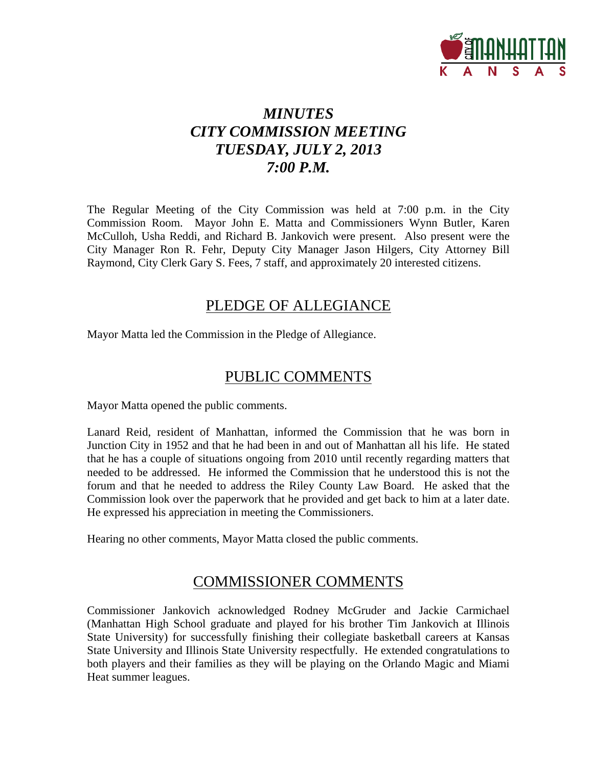# *MINUTES*
# *CITY COMMISSION MEETING*
# *TUESDAY, JULY 2, 2013*
# *7:00 P.M.*

The Regular Meeting of the City Commission was held at 7:00 p.m. in the City Commission Room. Mayor John E. Matta and Commissioners Wynn Butler, Karen McCulloh, Usha Reddi, and Richard B. Jankovich were present. Also present were the City Manager Ron R. Fehr, Deputy City Manager Jason Hilgers, City Attorney Bill Raymond, City Clerk Gary S. Fees, 7 staff, and approximately 20 interested citizens.

## PLEDGE OF ALLEGIANCE

Mayor Matta led the Commission in the Pledge of Allegiance.

## PUBLIC COMMENTS

Mayor Matta opened the public comments.

Lanard Reid, resident of Manhattan, informed the Commission that he was born in Junction City in 1952 and that he had been in and out of Manhattan all his life. He stated that he has a couple of situations ongoing from 2010 until recently regarding matters that needed to be addressed. He informed the Commission that he understood this is not the forum and that he needed to address the Riley County Law Board. He asked that the Commission look over the paperwork that he provided and get back to him at a later date. He expressed his appreciation in meeting the Commissioners.

Hearing no other comments, Mayor Matta closed the public comments.

## COMMISSIONER COMMENTS

Commissioner Jankovich acknowledged Rodney McGruder and Jackie Carmichael (Manhattan High School graduate and played for his brother Tim Jankovich at Illinois State University) for successfully finishing their collegiate basketball careers at Kansas State University and Illinois State University respectfully. He extended congratulations to both players and their families as they will be playing on the Orlando Magic and Miami Heat summer leagues.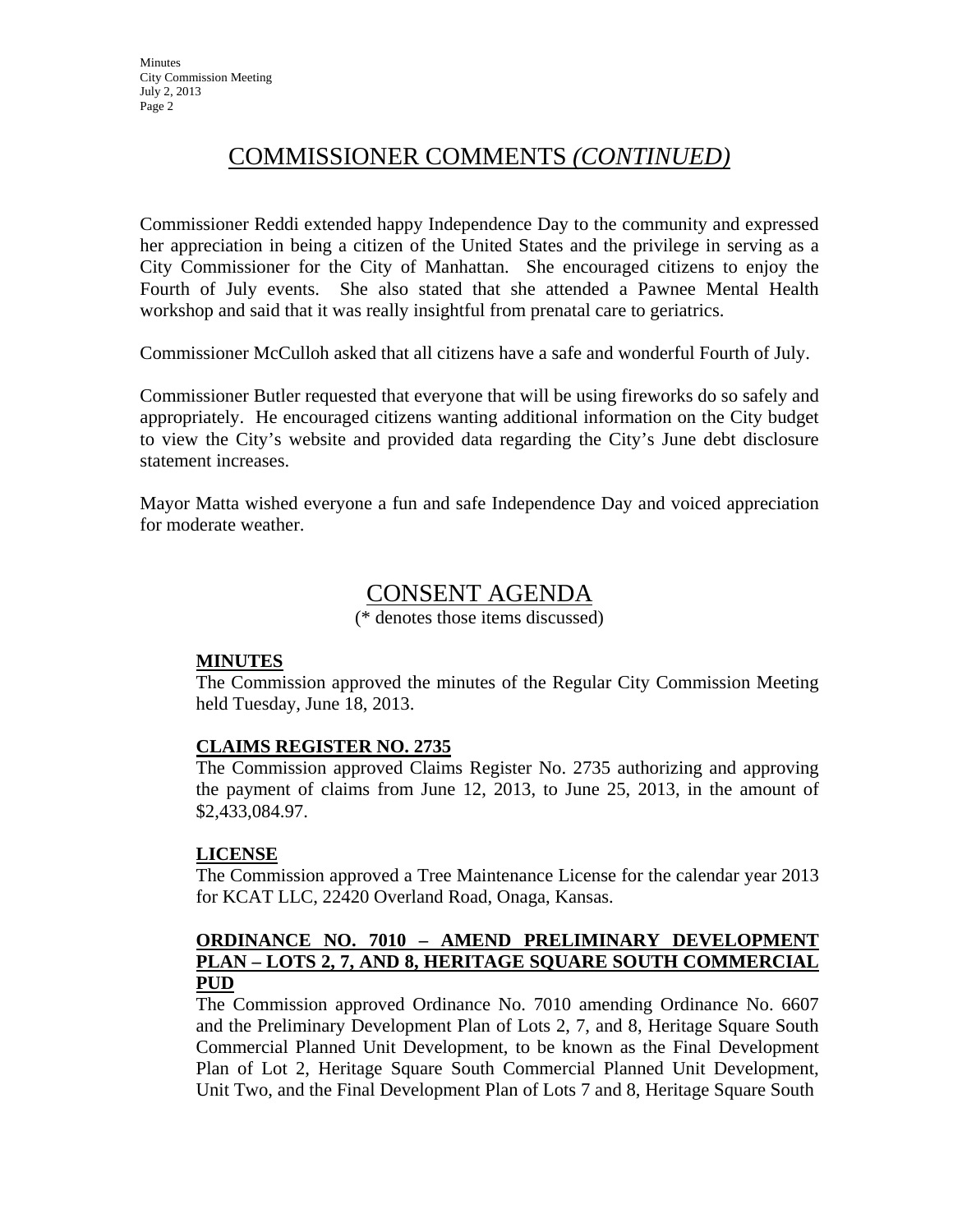## COMMISSIONER COMMENTS *(CONTINUED)*

Commissioner Reddi extended happy Independence Day to the community and expressed her appreciation in being a citizen of the United States and the privilege in serving as a City Commissioner for the City of Manhattan. She encouraged citizens to enjoy the Fourth of July events. She also stated that she attended a Pawnee Mental Health workshop and said that it was really insightful from prenatal care to geriatrics.

Commissioner McCulloh asked that all citizens have a safe and wonderful Fourth of July.

Commissioner Butler requested that everyone that will be using fireworks do so safely and appropriately. He encouraged citizens wanting additional information on the City budget to view the City's website and provided data regarding the City's June debt disclosure statement increases.

Mayor Matta wished everyone a fun and safe Independence Day and voiced appreciation for moderate weather.

## CONSENT AGENDA

(* denotes those items discussed)

**MINUTES**

The Commission approved the minutes of the Regular City Commission Meeting held Tuesday, June 18, 2013.

**CLAIMS REGISTER NO. 2735**

The Commission approved Claims Register No. 2735 authorizing and approving the payment of claims from June 12, 2013, to June 25, 2013, in the amount of $2,433,084.97.

**LICENSE**

The Commission approved a Tree Maintenance License for the calendar year 2013 for KCAT LLC, 22420 Overland Road, Onaga, Kansas.

**ORDINANCE NO. 7010 – AMEND PRELIMINARY DEVELOPMENT PLAN – LOTS 2, 7, AND 8, HERITAGE SQUARE SOUTH COMMERCIAL PUD**

The Commission approved Ordinance No. 7010 amending Ordinance No. 6607 and the Preliminary Development Plan of Lots 2, 7, and 8, Heritage Square South Commercial Planned Unit Development, to be known as the Final Development Plan of Lot 2, Heritage Square South Commercial Planned Unit Development, Unit Two, and the Final Development Plan of Lots 7 and 8, Heritage Square South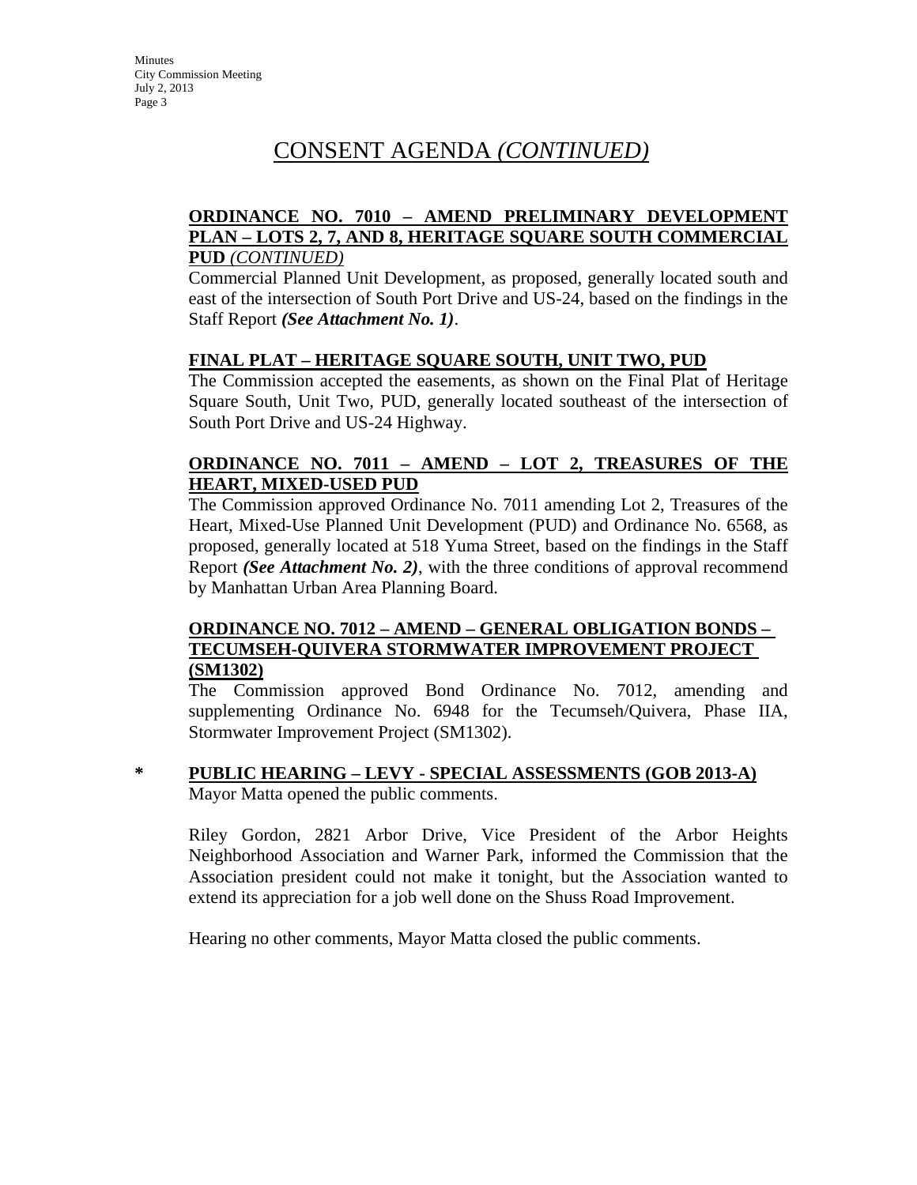# CONSENT AGENDA *(CONTINUED)*

**ORDINANCE NO. 7010 – AMEND PRELIMINARY DEVELOPMENT PLAN – LOTS 2, 7, AND 8, HERITAGE SQUARE SOUTH COMMERCIAL PUD** *(CONTINUED)*

Commercial Planned Unit Development, as proposed, generally located south and east of the intersection of South Port Drive and US-24, based on the findings in the Staff Report ***(See Attachment No. 1)***.

**FINAL PLAT – HERITAGE SQUARE SOUTH, UNIT TWO, PUD**

The Commission accepted the easements, as shown on the Final Plat of Heritage Square South, Unit Two, PUD, generally located southeast of the intersection of South Port Drive and US-24 Highway.

**ORDINANCE NO. 7011 – AMEND – LOT 2, TREASURES OF THE HEART, MIXED-USED PUD**

The Commission approved Ordinance No. 7011 amending Lot 2, Treasures of the Heart, Mixed-Use Planned Unit Development (PUD) and Ordinance No. 6568, as proposed, generally located at 518 Yuma Street, based on the findings in the Staff Report ***(See Attachment No. 2)***, with the three conditions of approval recommend by Manhattan Urban Area Planning Board.

**ORDINANCE NO. 7012 – AMEND – GENERAL OBLIGATION BONDS – TECUMSEH-QUIVERA STORMWATER IMPROVEMENT PROJECT (SM1302)**

The Commission approved Bond Ordinance No. 7012, amending and supplementing Ordinance No. 6948 for the Tecumseh/Quivera, Phase IIA, Stormwater Improvement Project (SM1302).

\* **PUBLIC HEARING – LEVY - SPECIAL ASSESSMENTS (GOB 2013-A)**

Mayor Matta opened the public comments.

Riley Gordon, 2821 Arbor Drive, Vice President of the Arbor Heights Neighborhood Association and Warner Park, informed the Commission that the Association president could not make it tonight, but the Association wanted to extend its appreciation for a job well done on the Shuss Road Improvement.

Hearing no other comments, Mayor Matta closed the public comments.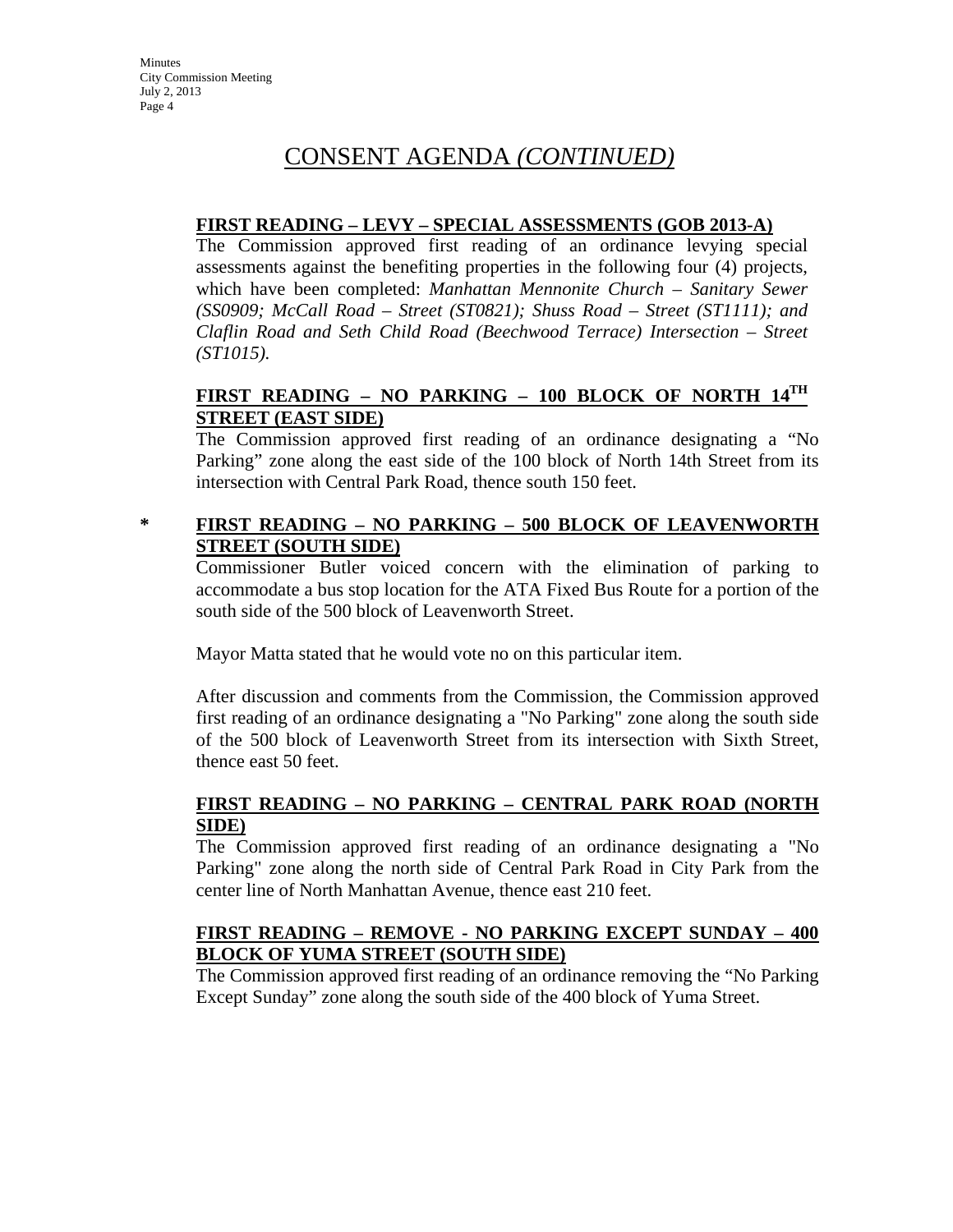# CONSENT AGENDA *(CONTINUED)*

**FIRST READING – LEVY – SPECIAL ASSESSMENTS (GOB 2013-A)**

The Commission approved first reading of an ordinance levying special assessments against the benefiting properties in the following four (4) projects, which have been completed: *Manhattan Mennonite Church – Sanitary Sewer (SS0909; McCall Road – Street (ST0821); Shuss Road – Street (ST1111); and Claflin Road and Seth Child Road (Beechwood Terrace) Intersection – Street (ST1015).*

**FIRST READING – NO PARKING – 100 BLOCK OF NORTH 14TH STREET (EAST SIDE)**

The Commission approved first reading of an ordinance designating a "No Parking" zone along the east side of the 100 block of North 14th Street from its intersection with Central Park Road, thence south 150 feet.

\* **FIRST READING – NO PARKING – 500 BLOCK OF LEAVENWORTH STREET (SOUTH SIDE)**

Commissioner Butler voiced concern with the elimination of parking to accommodate a bus stop location for the ATA Fixed Bus Route for a portion of the south side of the 500 block of Leavenworth Street.

Mayor Matta stated that he would vote no on this particular item.

After discussion and comments from the Commission, the Commission approved first reading of an ordinance designating a "No Parking" zone along the south side of the 500 block of Leavenworth Street from its intersection with Sixth Street, thence east 50 feet.

**FIRST READING – NO PARKING – CENTRAL PARK ROAD (NORTH SIDE)**

The Commission approved first reading of an ordinance designating a "No Parking" zone along the north side of Central Park Road in City Park from the center line of North Manhattan Avenue, thence east 210 feet.

**FIRST READING – REMOVE - NO PARKING EXCEPT SUNDAY – 400 BLOCK OF YUMA STREET (SOUTH SIDE)**

The Commission approved first reading of an ordinance removing the "No Parking Except Sunday" zone along the south side of the 400 block of Yuma Street.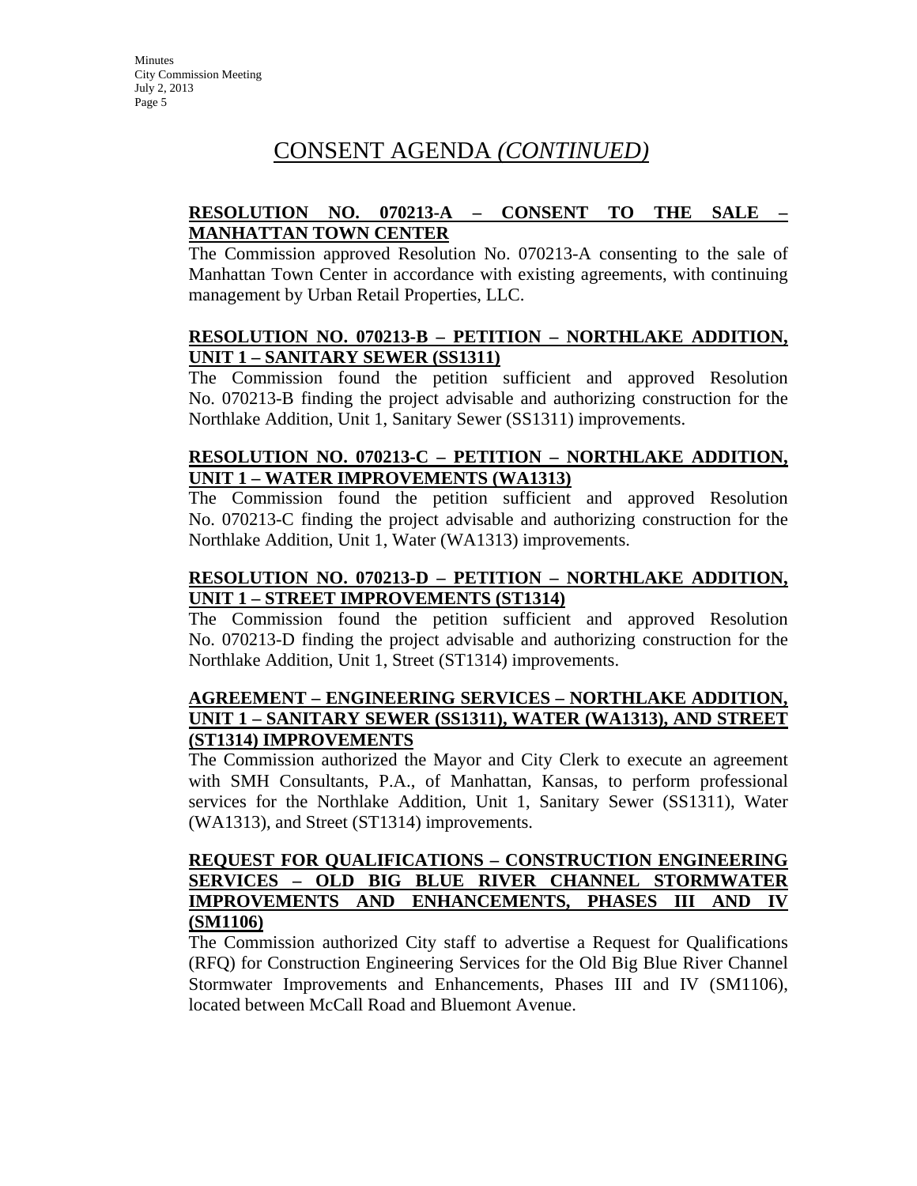# CONSENT AGENDA *(CONTINUED)*

**RESOLUTION NO. 070213-A – CONSENT TO THE SALE – MANHATTAN TOWN CENTER**

The Commission approved Resolution No. 070213-A consenting to the sale of Manhattan Town Center in accordance with existing agreements, with continuing management by Urban Retail Properties, LLC.

**RESOLUTION NO. 070213-B – PETITION – NORTHLAKE ADDITION, UNIT 1 – SANITARY SEWER (SS1311)**

The Commission found the petition sufficient and approved Resolution No. 070213-B finding the project advisable and authorizing construction for the Northlake Addition, Unit 1, Sanitary Sewer (SS1311) improvements.

**RESOLUTION NO. 070213-C – PETITION – NORTHLAKE ADDITION, UNIT 1 – WATER IMPROVEMENTS (WA1313)**

The Commission found the petition sufficient and approved Resolution No. 070213-C finding the project advisable and authorizing construction for the Northlake Addition, Unit 1, Water (WA1313) improvements.

**RESOLUTION NO. 070213-D – PETITION – NORTHLAKE ADDITION, UNIT 1 – STREET IMPROVEMENTS (ST1314)**

The Commission found the petition sufficient and approved Resolution No. 070213-D finding the project advisable and authorizing construction for the Northlake Addition, Unit 1, Street (ST1314) improvements.

**AGREEMENT – ENGINEERING SERVICES – NORTHLAKE ADDITION, UNIT 1 – SANITARY SEWER (SS1311), WATER (WA1313), AND STREET (ST1314) IMPROVEMENTS**

The Commission authorized the Mayor and City Clerk to execute an agreement with SMH Consultants, P.A., of Manhattan, Kansas, to perform professional services for the Northlake Addition, Unit 1, Sanitary Sewer (SS1311), Water (WA1313), and Street (ST1314) improvements.

**REQUEST FOR QUALIFICATIONS – CONSTRUCTION ENGINEERING SERVICES – OLD BIG BLUE RIVER CHANNEL STORMWATER IMPROVEMENTS AND ENHANCEMENTS, PHASES III AND IV (SM1106)**

The Commission authorized City staff to advertise a Request for Qualifications (RFQ) for Construction Engineering Services for the Old Big Blue River Channel Stormwater Improvements and Enhancements, Phases III and IV (SM1106), located between McCall Road and Bluemont Avenue.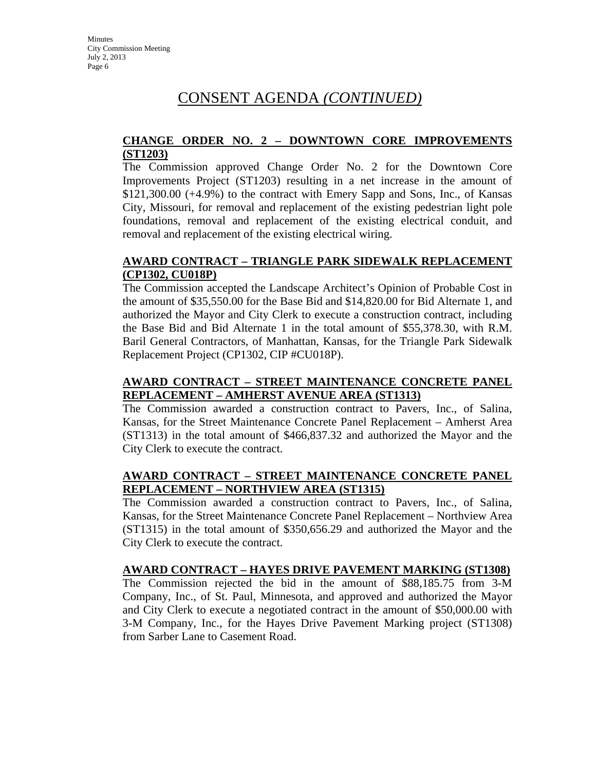# CONSENT AGENDA *(CONTINUED)*

**CHANGE ORDER NO. 2 – DOWNTOWN CORE IMPROVEMENTS (ST1203)**

The Commission approved Change Order No. 2 for the Downtown Core Improvements Project (ST1203) resulting in a net increase in the amount of $121,300.00 (+4.9%) to the contract with Emery Sapp and Sons, Inc., of Kansas City, Missouri, for removal and replacement of the existing pedestrian light pole foundations, removal and replacement of the existing electrical conduit, and removal and replacement of the existing electrical wiring.

**AWARD CONTRACT – TRIANGLE PARK SIDEWALK REPLACEMENT (CP1302, CU018P)**

The Commission accepted the Landscape Architect's Opinion of Probable Cost in the amount of $35,550.00 for the Base Bid and $14,820.00 for Bid Alternate 1, and authorized the Mayor and City Clerk to execute a construction contract, including the Base Bid and Bid Alternate 1 in the total amount of $55,378.30, with R.M. Baril General Contractors, of Manhattan, Kansas, for the Triangle Park Sidewalk Replacement Project (CP1302, CIP #CU018P).

**AWARD CONTRACT – STREET MAINTENANCE CONCRETE PANEL REPLACEMENT – AMHERST AVENUE AREA (ST1313)**

The Commission awarded a construction contract to Pavers, Inc., of Salina, Kansas, for the Street Maintenance Concrete Panel Replacement – Amherst Area (ST1313) in the total amount of $466,837.32 and authorized the Mayor and the City Clerk to execute the contract.

**AWARD CONTRACT – STREET MAINTENANCE CONCRETE PANEL REPLACEMENT – NORTHVIEW AREA (ST1315)**

The Commission awarded a construction contract to Pavers, Inc., of Salina, Kansas, for the Street Maintenance Concrete Panel Replacement – Northview Area (ST1315) in the total amount of $350,656.29 and authorized the Mayor and the City Clerk to execute the contract.

**AWARD CONTRACT – HAYES DRIVE PAVEMENT MARKING (ST1308)**

The Commission rejected the bid in the amount of $88,185.75 from 3-M Company, Inc., of St. Paul, Minnesota, and approved and authorized the Mayor and City Clerk to execute a negotiated contract in the amount of $50,000.00 with 3-M Company, Inc., for the Hayes Drive Pavement Marking project (ST1308) from Sarber Lane to Casement Road.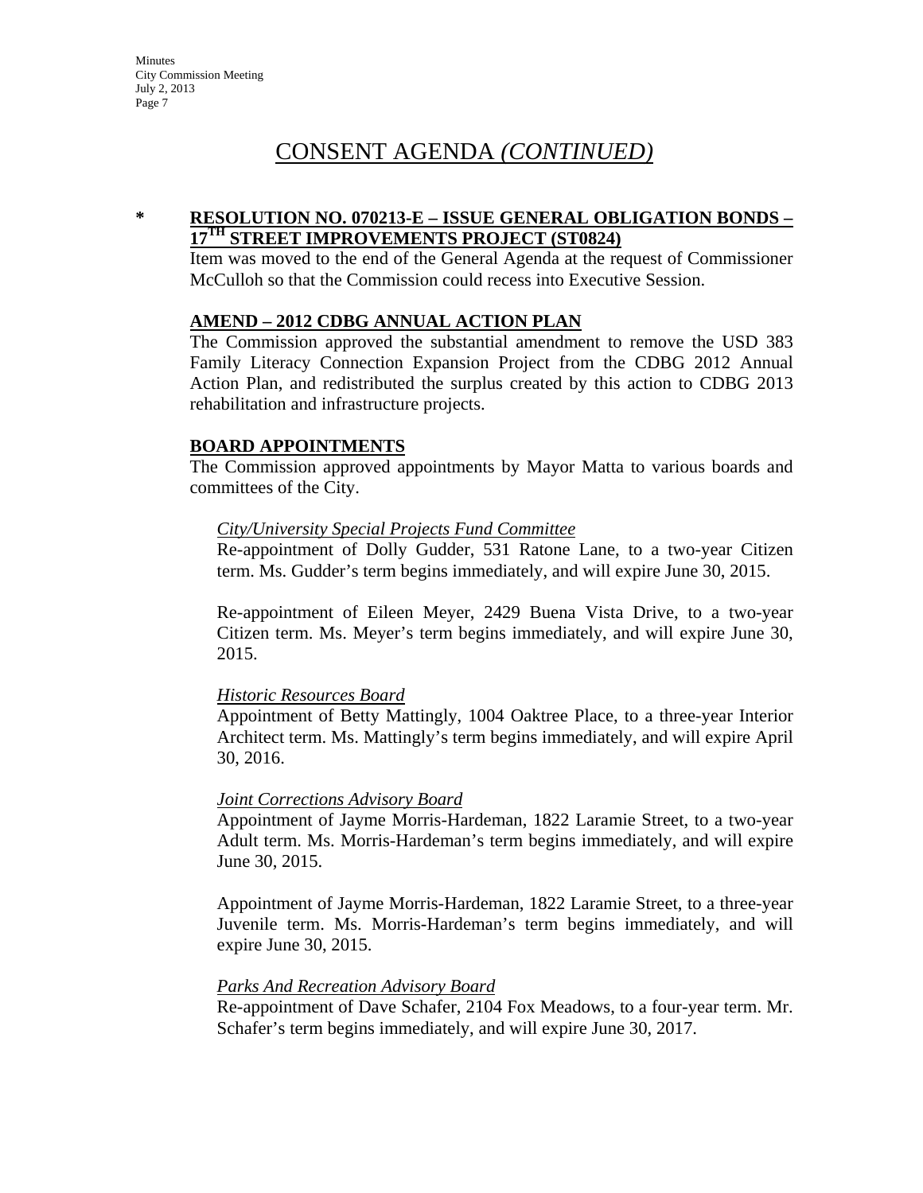# CONSENT AGENDA *(CONTINUED)*

\* **RESOLUTION NO. 070213-E – ISSUE GENERAL OBLIGATION BONDS – 17TH STREET IMPROVEMENTS PROJECT (ST0824)**

Item was moved to the end of the General Agenda at the request of Commissioner McCulloh so that the Commission could recess into Executive Session.

**AMEND – 2012 CDBG ANNUAL ACTION PLAN**

The Commission approved the substantial amendment to remove the USD 383 Family Literacy Connection Expansion Project from the CDBG 2012 Annual Action Plan, and redistributed the surplus created by this action to CDBG 2013 rehabilitation and infrastructure projects.

**BOARD APPOINTMENTS**

The Commission approved appointments by Mayor Matta to various boards and committees of the City.

*City/University Special Projects Fund Committee*

Re-appointment of Dolly Gudder, 531 Ratone Lane, to a two-year Citizen term. Ms. Gudder's term begins immediately, and will expire June 30, 2015.

Re-appointment of Eileen Meyer, 2429 Buena Vista Drive, to a two-year Citizen term. Ms. Meyer's term begins immediately, and will expire June 30, 2015.

*Historic Resources Board*

Appointment of Betty Mattingly, 1004 Oaktree Place, to a three-year Interior Architect term. Ms. Mattingly's term begins immediately, and will expire April 30, 2016.

*Joint Corrections Advisory Board*

Appointment of Jayme Morris-Hardeman, 1822 Laramie Street, to a two-year Adult term. Ms. Morris-Hardeman's term begins immediately, and will expire June 30, 2015.

Appointment of Jayme Morris-Hardeman, 1822 Laramie Street, to a three-year Juvenile term. Ms. Morris-Hardeman's term begins immediately, and will expire June 30, 2015.

*Parks And Recreation Advisory Board*

Re-appointment of Dave Schafer, 2104 Fox Meadows, to a four-year term. Mr. Schafer's term begins immediately, and will expire June 30, 2017.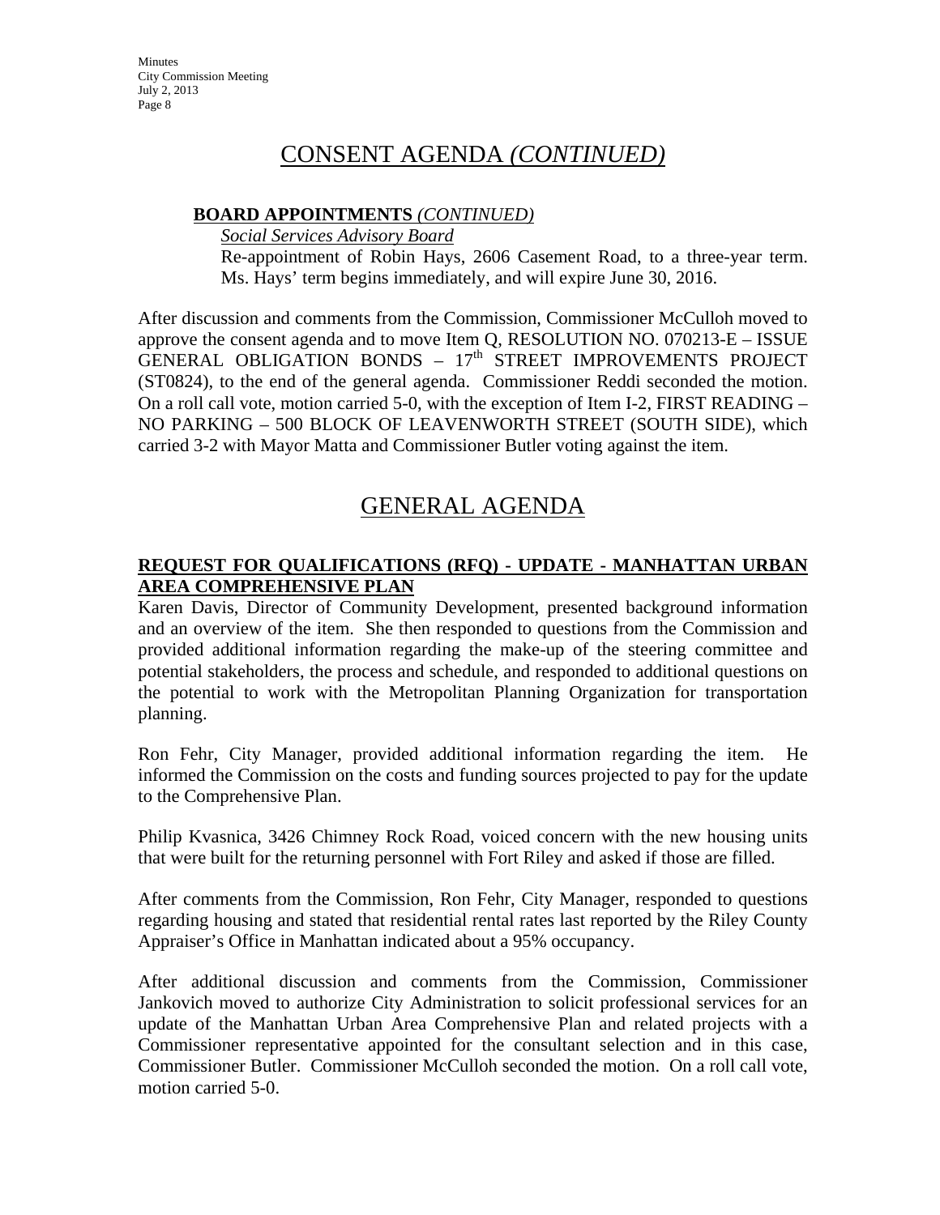# CONSENT AGENDA *(CONTINUED)*

**BOARD APPOINTMENTS** *(CONTINUED)*

*Social Services Advisory Board*

Re-appointment of Robin Hays, 2606 Casement Road, to a three-year term. Ms. Hays' term begins immediately, and will expire June 30, 2016.

After discussion and comments from the Commission, Commissioner McCulloh moved to approve the consent agenda and to move Item Q, RESOLUTION NO. 070213-E – ISSUE GENERAL OBLIGATION BONDS – 17th STREET IMPROVEMENTS PROJECT (ST0824), to the end of the general agenda. Commissioner Reddi seconded the motion. On a roll call vote, motion carried 5-0, with the exception of Item I-2, FIRST READING – NO PARKING – 500 BLOCK OF LEAVENWORTH STREET (SOUTH SIDE), which carried 3-2 with Mayor Matta and Commissioner Butler voting against the item.

# GENERAL AGENDA

**REQUEST FOR QUALIFICATIONS (RFQ) - UPDATE - MANHATTAN URBAN AREA COMPREHENSIVE PLAN**

Karen Davis, Director of Community Development, presented background information and an overview of the item. She then responded to questions from the Commission and provided additional information regarding the make-up of the steering committee and potential stakeholders, the process and schedule, and responded to additional questions on the potential to work with the Metropolitan Planning Organization for transportation planning.

Ron Fehr, City Manager, provided additional information regarding the item. He informed the Commission on the costs and funding sources projected to pay for the update to the Comprehensive Plan.

Philip Kvasnica, 3426 Chimney Rock Road, voiced concern with the new housing units that were built for the returning personnel with Fort Riley and asked if those are filled.

After comments from the Commission, Ron Fehr, City Manager, responded to questions regarding housing and stated that residential rental rates last reported by the Riley County Appraiser's Office in Manhattan indicated about a 95% occupancy.

After additional discussion and comments from the Commission, Commissioner Jankovich moved to authorize City Administration to solicit professional services for an update of the Manhattan Urban Area Comprehensive Plan and related projects with a Commissioner representative appointed for the consultant selection and in this case, Commissioner Butler. Commissioner McCulloh seconded the motion. On a roll call vote, motion carried 5-0.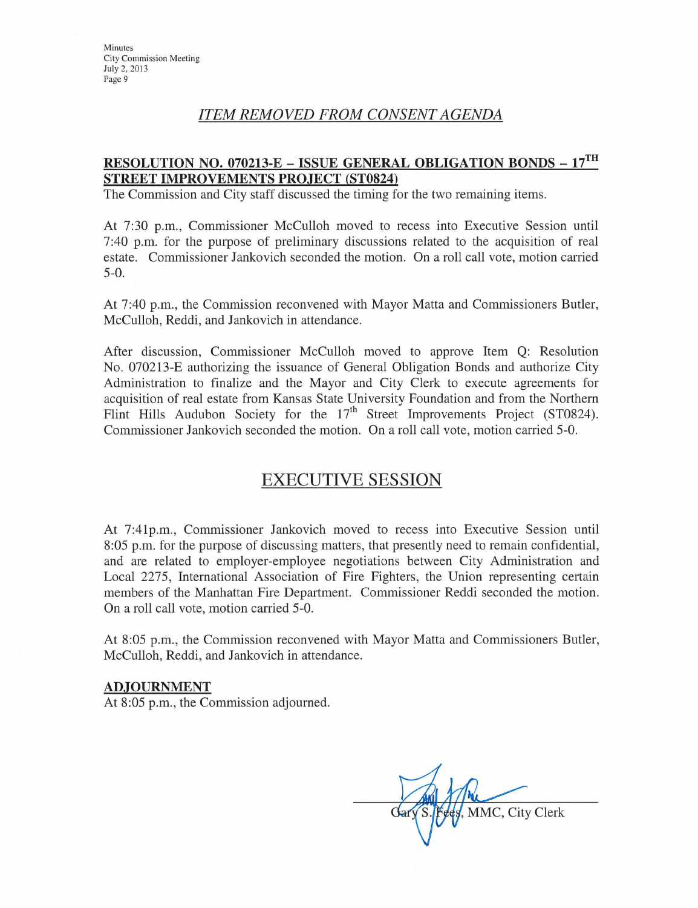## *ITEM REMOVED FROM CONSENT AGENDA*

**RESOLUTION NO. 070213-E – ISSUE GENERAL OBLIGATION BONDS – 17TH STREET IMPROVEMENTS PROJECT (ST0824)**

The Commission and City staff discussed the timing for the two remaining items.

At 7:30 p.m., Commissioner McCulloh moved to recess into Executive Session until 7:40 p.m. for the purpose of preliminary discussions related to the acquisition of real estate. Commissioner Jankovich seconded the motion. On a roll call vote, motion carried 5-0.

At 7:40 p.m., the Commission reconvened with Mayor Matta and Commissioners Butler, McCulloh, Reddi, and Jankovich in attendance.

After discussion, Commissioner McCulloh moved to approve Item Q: Resolution No. 070213-E authorizing the issuance of General Obligation Bonds and authorize City Administration to finalize and the Mayor and City Clerk to execute agreements for acquisition of real estate from Kansas State University Foundation and from the Northern Flint Hills Audubon Society for the 17th Street Improvements Project (ST0824). Commissioner Jankovich seconded the motion. On a roll call vote, motion carried 5-0.

## EXECUTIVE SESSION

At 7:41p.m., Commissioner Jankovich moved to recess into Executive Session until 8:05 p.m. for the purpose of discussing matters, that presently need to remain confidential, and are related to employer-employee negotiations between City Administration and Local 2275, International Association of Fire Fighters, the Union representing certain members of the Manhattan Fire Department. Commissioner Reddi seconded the motion. On a roll call vote, motion carried 5-0.

At 8:05 p.m., the Commission reconvened with Mayor Matta and Commissioners Butler, McCulloh, Reddi, and Jankovich in attendance.

**ADJOURNMENT**

At 8:05 p.m., the Commission adjourned.

Gary S. Fees, MMC, City Clerk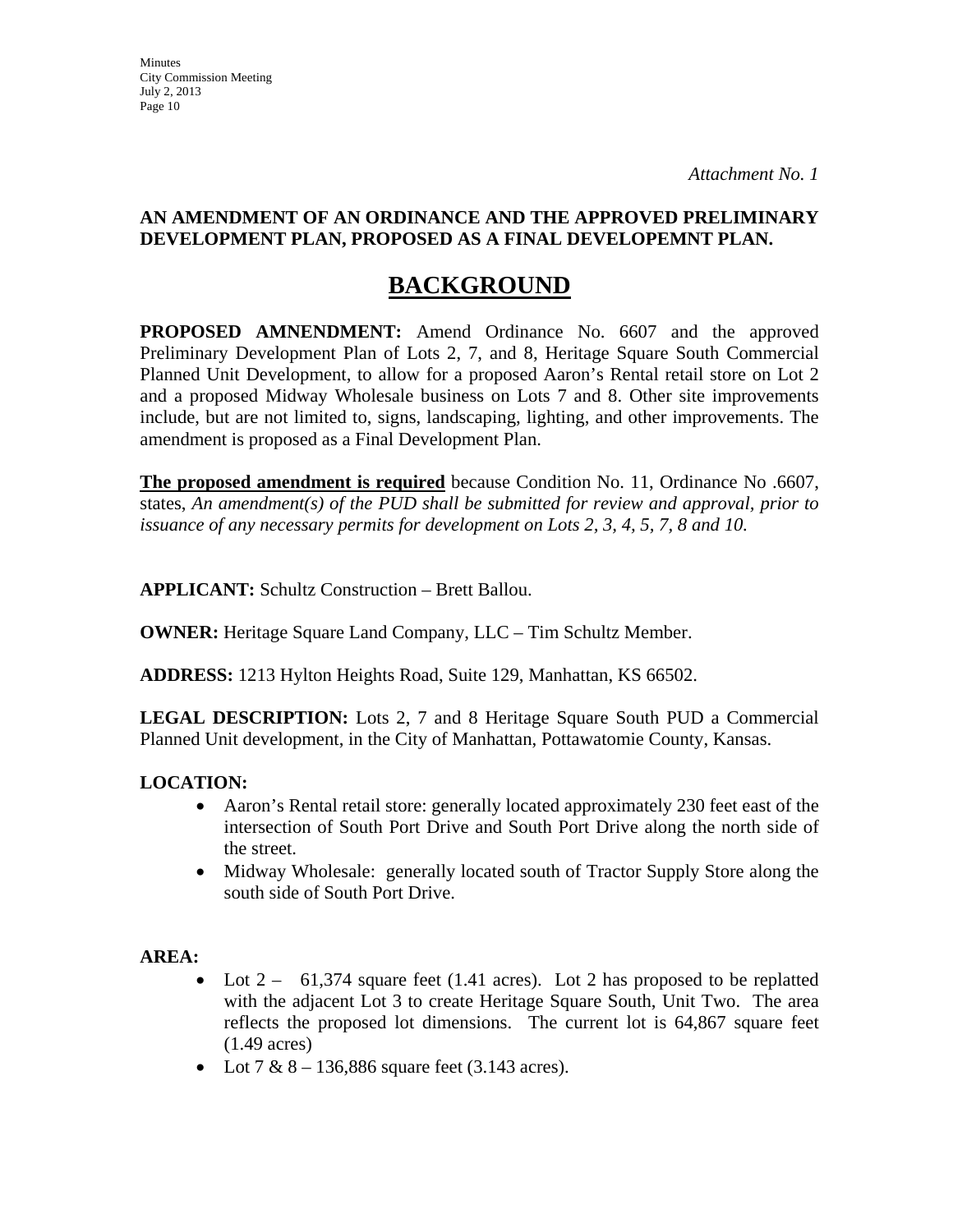*Attachment No. 1*

**AN AMENDMENT OF AN ORDINANCE AND THE APPROVED PRELIMINARY DEVELOPMENT PLAN, PROPOSED AS A FINAL DEVELOPEMNT PLAN.**

# BACKGROUND

**PROPOSED AMNENDMENT:** Amend Ordinance No. 6607 and the approved Preliminary Development Plan of Lots 2, 7, and 8, Heritage Square South Commercial Planned Unit Development, to allow for a proposed Aaron's Rental retail store on Lot 2 and a proposed Midway Wholesale business on Lots 7 and 8. Other site improvements include, but are not limited to, signs, landscaping, lighting, and other improvements. The amendment is proposed as a Final Development Plan.

**The proposed amendment is required** because Condition No. 11, Ordinance No .6607, states, *An amendment(s) of the PUD shall be submitted for review and approval, prior to issuance of any necessary permits for development on Lots 2, 3, 4, 5, 7, 8 and 10.*

**APPLICANT:** Schultz Construction – Brett Ballou.

**OWNER:** Heritage Square Land Company, LLC – Tim Schultz Member.

**ADDRESS:** 1213 Hylton Heights Road, Suite 129, Manhattan, KS 66502.

**LEGAL DESCRIPTION:** Lots 2, 7 and 8 Heritage Square South PUD a Commercial Planned Unit development, in the City of Manhattan, Pottawatomie County, Kansas.

**LOCATION:**

- Aaron's Rental retail store: generally located approximately 230 feet east of the intersection of South Port Drive and South Port Drive along the north side of the street.
- Midway Wholesale: generally located south of Tractor Supply Store along the south side of South Port Drive.

**AREA:**

- Lot 2 – 61,374 square feet (1.41 acres). Lot 2 has proposed to be replatted with the adjacent Lot 3 to create Heritage Square South, Unit Two. The area reflects the proposed lot dimensions. The current lot is 64,867 square feet (1.49 acres)
- Lot 7 & 8 – 136,886 square feet (3.143 acres).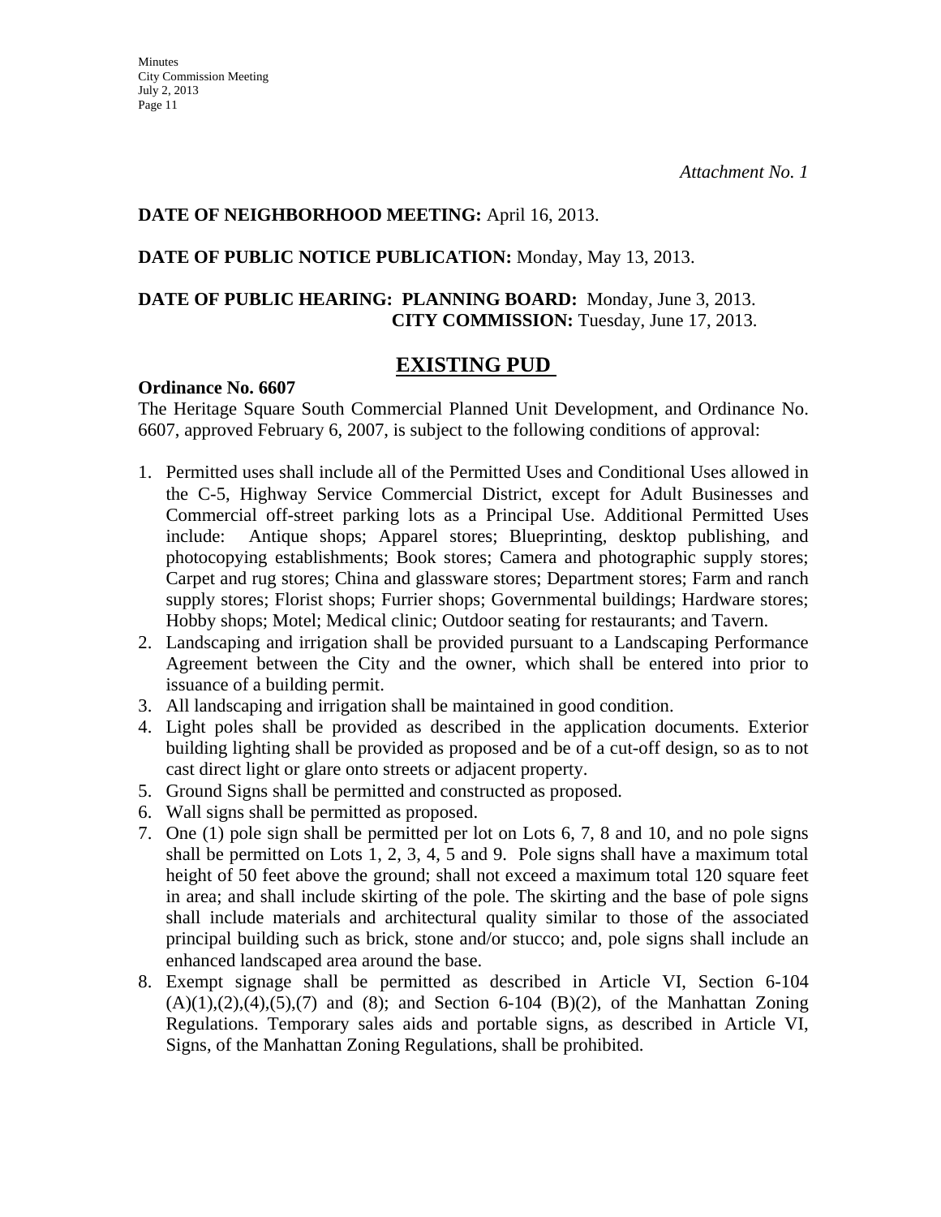*Attachment No. 1*

**DATE OF NEIGHBORHOOD MEETING:** April 16, 2013.

**DATE OF PUBLIC NOTICE PUBLICATION:** Monday, May 13, 2013.

**DATE OF PUBLIC HEARING: PLANNING BOARD:** Monday, June 3, 2013.
**CITY COMMISSION:** Tuesday, June 17, 2013.

## EXISTING PUD

**Ordinance No. 6607**

The Heritage Square South Commercial Planned Unit Development, and Ordinance No. 6607, approved February 6, 2007, is subject to the following conditions of approval:

1. Permitted uses shall include all of the Permitted Uses and Conditional Uses allowed in the C-5, Highway Service Commercial District, except for Adult Businesses and Commercial off-street parking lots as a Principal Use. Additional Permitted Uses include: Antique shops; Apparel stores; Blueprinting, desktop publishing, and photocopying establishments; Book stores; Camera and photographic supply stores; Carpet and rug stores; China and glassware stores; Department stores; Farm and ranch supply stores; Florist shops; Furrier shops; Governmental buildings; Hardware stores; Hobby shops; Motel; Medical clinic; Outdoor seating for restaurants; and Tavern.
2. Landscaping and irrigation shall be provided pursuant to a Landscaping Performance Agreement between the City and the owner, which shall be entered into prior to issuance of a building permit.
3. All landscaping and irrigation shall be maintained in good condition.
4. Light poles shall be provided as described in the application documents. Exterior building lighting shall be provided as proposed and be of a cut-off design, so as to not cast direct light or glare onto streets or adjacent property.
5. Ground Signs shall be permitted and constructed as proposed.
6. Wall signs shall be permitted as proposed.
7. One (1) pole sign shall be permitted per lot on Lots 6, 7, 8 and 10, and no pole signs shall be permitted on Lots 1, 2, 3, 4, 5 and 9. Pole signs shall have a maximum total height of 50 feet above the ground; shall not exceed a maximum total 120 square feet in area; and shall include skirting of the pole. The skirting and the base of pole signs shall include materials and architectural quality similar to those of the associated principal building such as brick, stone and/or stucco; and, pole signs shall include an enhanced landscaped area around the base.
8. Exempt signage shall be permitted as described in Article VI, Section 6-104 (A)(1),(2),(4),(5),(7) and (8); and Section 6-104 (B)(2), of the Manhattan Zoning Regulations. Temporary sales aids and portable signs, as described in Article VI, Signs, of the Manhattan Zoning Regulations, shall be prohibited.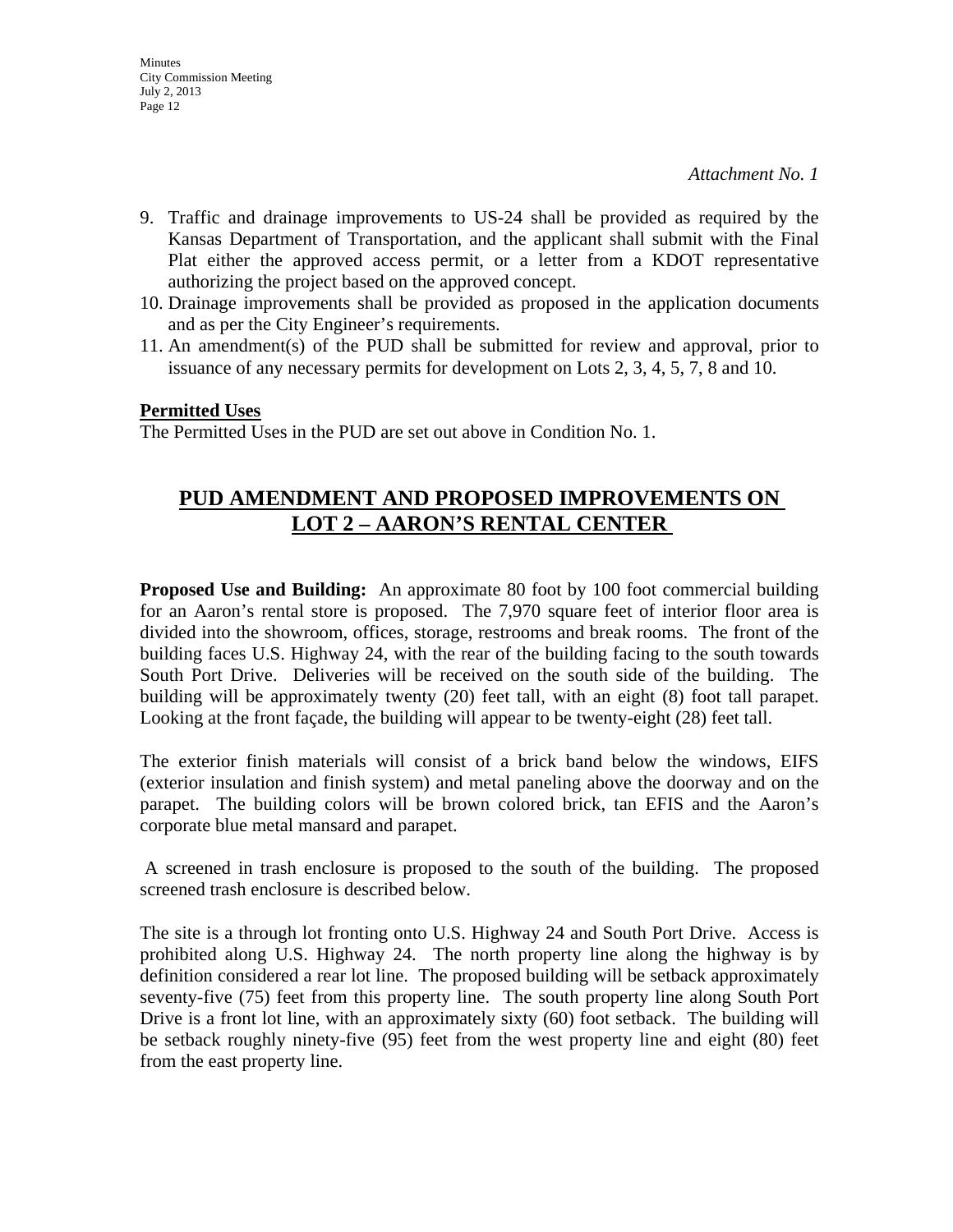*Attachment No. 1*

9. Traffic and drainage improvements to US-24 shall be provided as required by the Kansas Department of Transportation, and the applicant shall submit with the Final Plat either the approved access permit, or a letter from a KDOT representative authorizing the project based on the approved concept.
10. Drainage improvements shall be provided as proposed in the application documents and as per the City Engineer's requirements.
11. An amendment(s) of the PUD shall be submitted for review and approval, prior to issuance of any necessary permits for development on Lots 2, 3, 4, 5, 7, 8 and 10.

**Permitted Uses**

The Permitted Uses in the PUD are set out above in Condition No. 1.

## PUD AMENDMENT AND PROPOSED IMPROVEMENTS ON LOT 2 – AARON'S RENTAL CENTER

**Proposed Use and Building:** An approximate 80 foot by 100 foot commercial building for an Aaron's rental store is proposed. The 7,970 square feet of interior floor area is divided into the showroom, offices, storage, restrooms and break rooms. The front of the building faces U.S. Highway 24, with the rear of the building facing to the south towards South Port Drive. Deliveries will be received on the south side of the building. The building will be approximately twenty (20) feet tall, with an eight (8) foot tall parapet. Looking at the front façade, the building will appear to be twenty-eight (28) feet tall.

The exterior finish materials will consist of a brick band below the windows, EIFS (exterior insulation and finish system) and metal paneling above the doorway and on the parapet. The building colors will be brown colored brick, tan EFIS and the Aaron's corporate blue metal mansard and parapet.

A screened in trash enclosure is proposed to the south of the building. The proposed screened trash enclosure is described below.

The site is a through lot fronting onto U.S. Highway 24 and South Port Drive. Access is prohibited along U.S. Highway 24. The north property line along the highway is by definition considered a rear lot line. The proposed building will be setback approximately seventy-five (75) feet from this property line. The south property line along South Port Drive is a front lot line, with an approximately sixty (60) foot setback. The building will be setback roughly ninety-five (95) feet from the west property line and eight (80) feet from the east property line.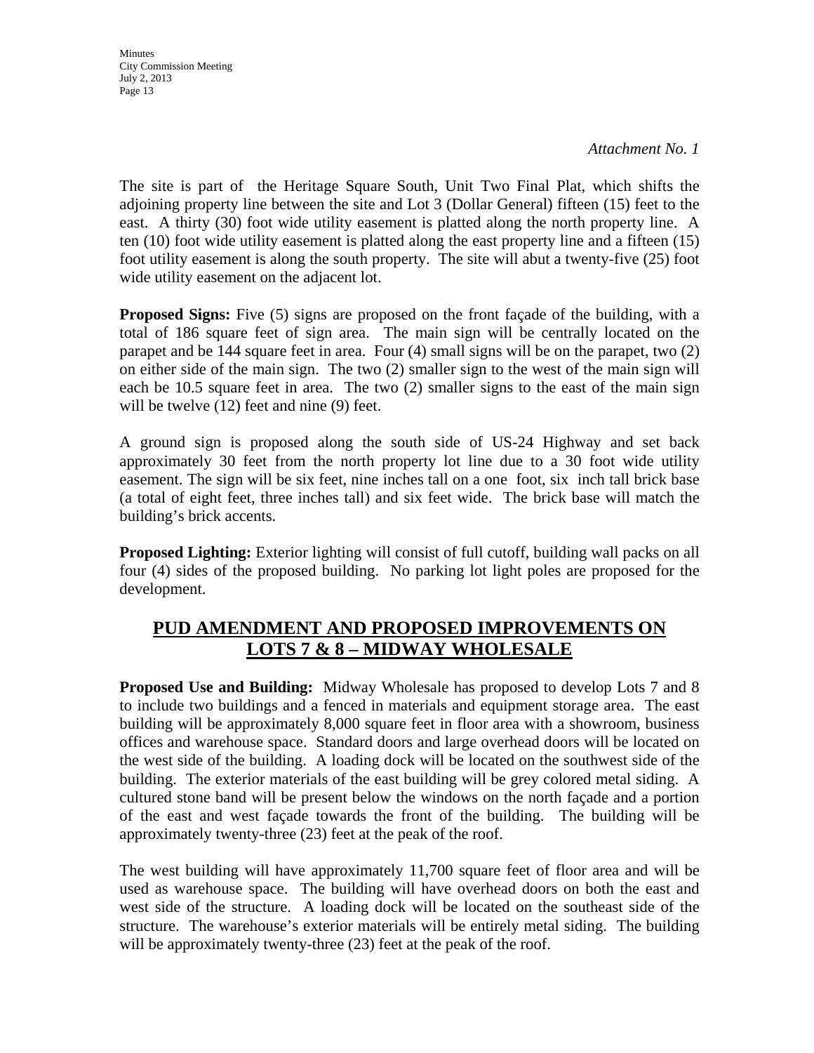*Attachment No. 1*

The site is part of the Heritage Square South, Unit Two Final Plat, which shifts the adjoining property line between the site and Lot 3 (Dollar General) fifteen (15) feet to the east. A thirty (30) foot wide utility easement is platted along the north property line. A ten (10) foot wide utility easement is platted along the east property line and a fifteen (15) foot utility easement is along the south property. The site will abut a twenty-five (25) foot wide utility easement on the adjacent lot.

**Proposed Signs:** Five (5) signs are proposed on the front façade of the building, with a total of 186 square feet of sign area. The main sign will be centrally located on the parapet and be 144 square feet in area. Four (4) small signs will be on the parapet, two (2) on either side of the main sign. The two (2) smaller sign to the west of the main sign will each be 10.5 square feet in area. The two (2) smaller signs to the east of the main sign will be twelve (12) feet and nine (9) feet.

A ground sign is proposed along the south side of US-24 Highway and set back approximately 30 feet from the north property lot line due to a 30 foot wide utility easement. The sign will be six feet, nine inches tall on a one foot, six inch tall brick base (a total of eight feet, three inches tall) and six feet wide. The brick base will match the building's brick accents.

**Proposed Lighting:** Exterior lighting will consist of full cutoff, building wall packs on all four (4) sides of the proposed building. No parking lot light poles are proposed for the development.

## PUD AMENDMENT AND PROPOSED IMPROVEMENTS ON LOTS 7 & 8 – MIDWAY WHOLESALE

**Proposed Use and Building:** Midway Wholesale has proposed to develop Lots 7 and 8 to include two buildings and a fenced in materials and equipment storage area. The east building will be approximately 8,000 square feet in floor area with a showroom, business offices and warehouse space. Standard doors and large overhead doors will be located on the west side of the building. A loading dock will be located on the southwest side of the building. The exterior materials of the east building will be grey colored metal siding. A cultured stone band will be present below the windows on the north façade and a portion of the east and west façade towards the front of the building. The building will be approximately twenty-three (23) feet at the peak of the roof.

The west building will have approximately 11,700 square feet of floor area and will be used as warehouse space. The building will have overhead doors on both the east and west side of the structure. A loading dock will be located on the southeast side of the structure. The warehouse's exterior materials will be entirely metal siding. The building will be approximately twenty-three (23) feet at the peak of the roof.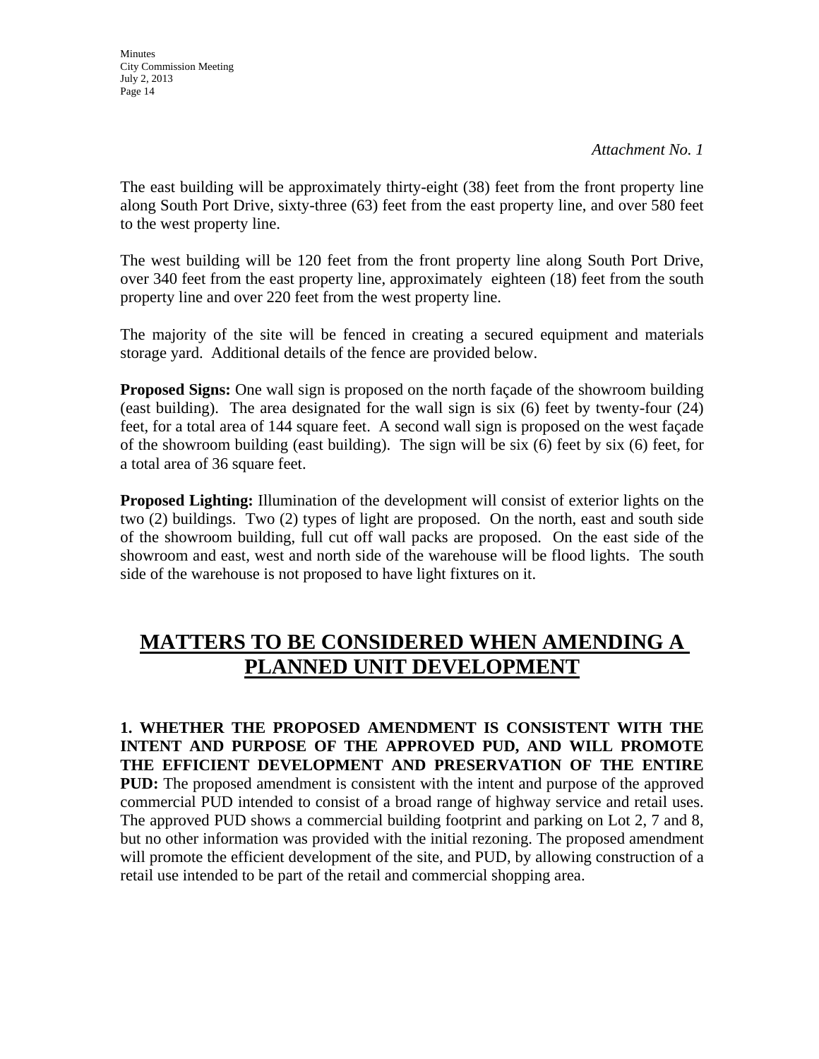*Attachment No. 1*

The east building will be approximately thirty-eight (38) feet from the front property line along South Port Drive, sixty-three (63) feet from the east property line, and over 580 feet to the west property line.

The west building will be 120 feet from the front property line along South Port Drive, over 340 feet from the east property line, approximately eighteen (18) feet from the south property line and over 220 feet from the west property line.

The majority of the site will be fenced in creating a secured equipment and materials storage yard. Additional details of the fence are provided below.

**Proposed Signs:** One wall sign is proposed on the north façade of the showroom building (east building). The area designated for the wall sign is six (6) feet by twenty-four (24) feet, for a total area of 144 square feet. A second wall sign is proposed on the west façade of the showroom building (east building). The sign will be six (6) feet by six (6) feet, for a total area of 36 square feet.

**Proposed Lighting:** Illumination of the development will consist of exterior lights on the two (2) buildings. Two (2) types of light are proposed. On the north, east and south side of the showroom building, full cut off wall packs are proposed. On the east side of the showroom and east, west and north side of the warehouse will be flood lights. The south side of the warehouse is not proposed to have light fixtures on it.

## MATTERS TO BE CONSIDERED WHEN AMENDING A PLANNED UNIT DEVELOPMENT

**1. WHETHER THE PROPOSED AMENDMENT IS CONSISTENT WITH THE INTENT AND PURPOSE OF THE APPROVED PUD, AND WILL PROMOTE THE EFFICIENT DEVELOPMENT AND PRESERVATION OF THE ENTIRE PUD:** The proposed amendment is consistent with the intent and purpose of the approved commercial PUD intended to consist of a broad range of highway service and retail uses. The approved PUD shows a commercial building footprint and parking on Lot 2, 7 and 8, but no other information was provided with the initial rezoning. The proposed amendment will promote the efficient development of the site, and PUD, by allowing construction of a retail use intended to be part of the retail and commercial shopping area.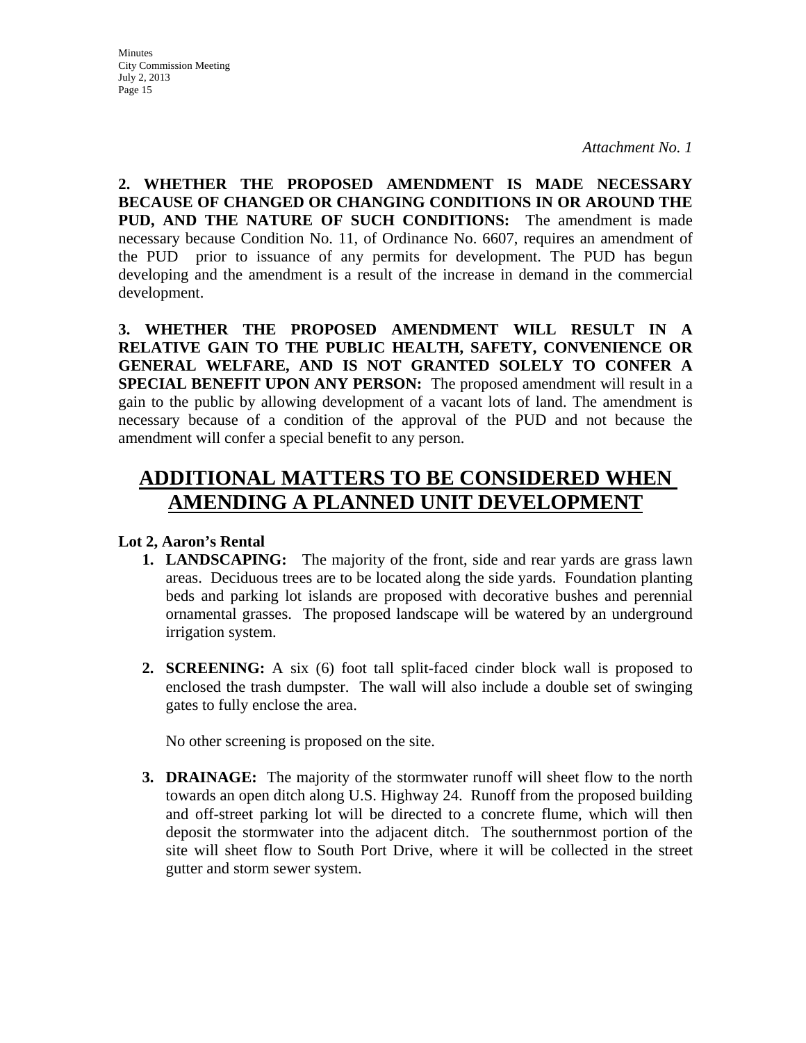*Attachment No. 1*

**2. WHETHER THE PROPOSED AMENDMENT IS MADE NECESSARY BECAUSE OF CHANGED OR CHANGING CONDITIONS IN OR AROUND THE PUD, AND THE NATURE OF SUCH CONDITIONS:** The amendment is made necessary because Condition No. 11, of Ordinance No. 6607, requires an amendment of the PUD prior to issuance of any permits for development. The PUD has begun developing and the amendment is a result of the increase in demand in the commercial development.

**3. WHETHER THE PROPOSED AMENDMENT WILL RESULT IN A RELATIVE GAIN TO THE PUBLIC HEALTH, SAFETY, CONVENIENCE OR GENERAL WELFARE, AND IS NOT GRANTED SOLELY TO CONFER A SPECIAL BENEFIT UPON ANY PERSON:** The proposed amendment will result in a gain to the public by allowing development of a vacant lots of land. The amendment is necessary because of a condition of the approval of the PUD and not because the amendment will confer a special benefit to any person.

## ADDITIONAL MATTERS TO BE CONSIDERED WHEN AMENDING A PLANNED UNIT DEVELOPMENT

**Lot 2, Aaron's Rental**

1. **LANDSCAPING:** The majority of the front, side and rear yards are grass lawn areas. Deciduous trees are to be located along the side yards. Foundation planting beds and parking lot islands are proposed with decorative bushes and perennial ornamental grasses. The proposed landscape will be watered by an underground irrigation system.

2. **SCREENING:** A six (6) foot tall split-faced cinder block wall is proposed to enclosed the trash dumpster. The wall will also include a double set of swinging gates to fully enclose the area.

   No other screening is proposed on the site.

3. **DRAINAGE:** The majority of the stormwater runoff will sheet flow to the north towards an open ditch along U.S. Highway 24. Runoff from the proposed building and off-street parking lot will be directed to a concrete flume, which will then deposit the stormwater into the adjacent ditch. The southernmost portion of the site will sheet flow to South Port Drive, where it will be collected in the street gutter and storm sewer system.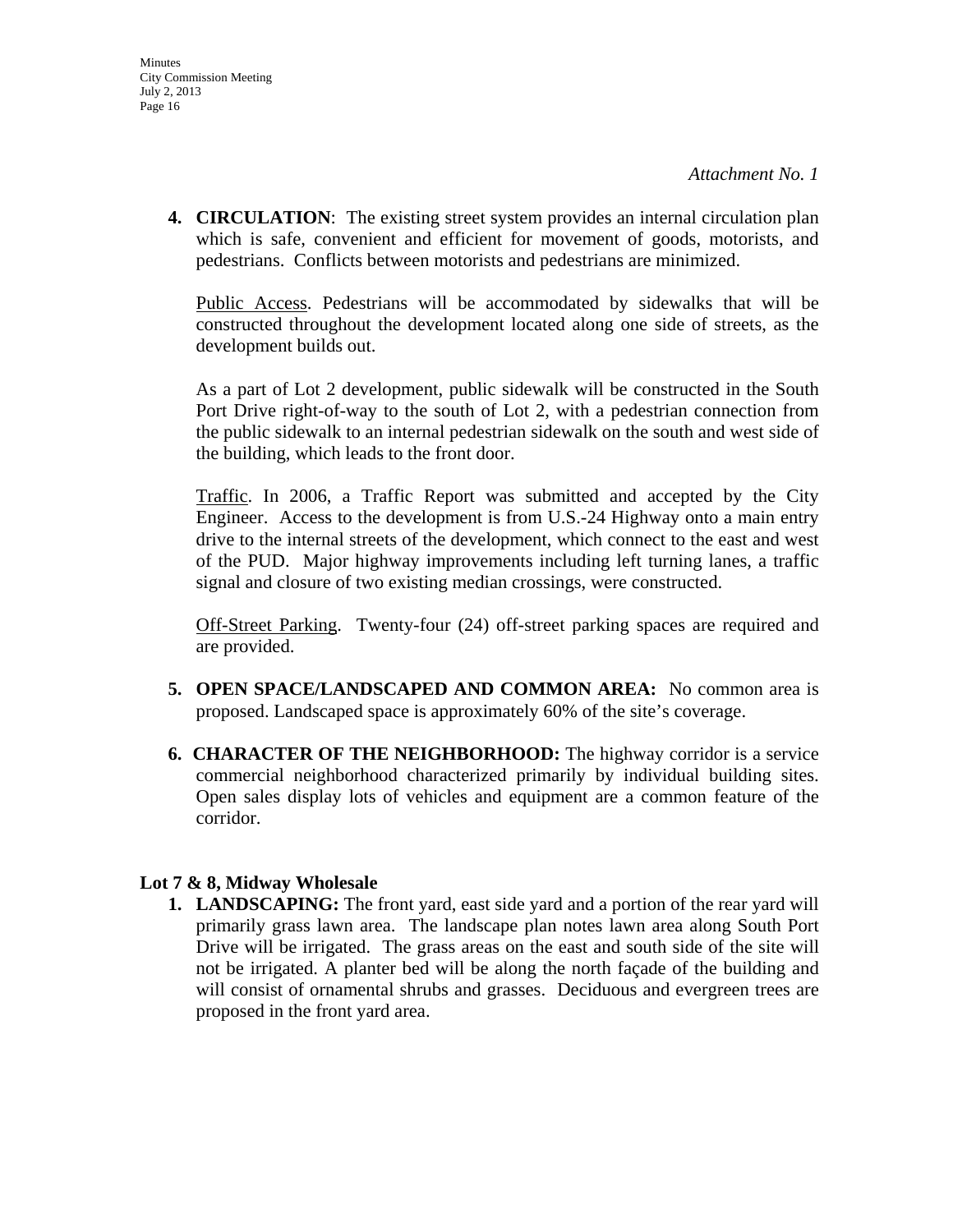*Attachment No. 1*

4. **CIRCULATION**: The existing street system provides an internal circulation plan which is safe, convenient and efficient for movement of goods, motorists, and pedestrians. Conflicts between motorists and pedestrians are minimized.

   Public Access. Pedestrians will be accommodated by sidewalks that will be constructed throughout the development located along one side of streets, as the development builds out.

   As a part of Lot 2 development, public sidewalk will be constructed in the South Port Drive right-of-way to the south of Lot 2, with a pedestrian connection from the public sidewalk to an internal pedestrian sidewalk on the south and west side of the building, which leads to the front door.

   Traffic. In 2006, a Traffic Report was submitted and accepted by the City Engineer. Access to the development is from U.S.-24 Highway onto a main entry drive to the internal streets of the development, which connect to the east and west of the PUD. Major highway improvements including left turning lanes, a traffic signal and closure of two existing median crossings, were constructed.

   Off-Street Parking. Twenty-four (24) off-street parking spaces are required and are provided.

5. **OPEN SPACE/LANDSCAPED AND COMMON AREA:** No common area is proposed. Landscaped space is approximately 60% of the site's coverage.

6. **CHARACTER OF THE NEIGHBORHOOD:** The highway corridor is a service commercial neighborhood characterized primarily by individual building sites. Open sales display lots of vehicles and equipment are a common feature of the corridor.

**Lot 7 & 8, Midway Wholesale**

1. **LANDSCAPING:** The front yard, east side yard and a portion of the rear yard will primarily grass lawn area. The landscape plan notes lawn area along South Port Drive will be irrigated. The grass areas on the east and south side of the site will not be irrigated. A planter bed will be along the north façade of the building and will consist of ornamental shrubs and grasses. Deciduous and evergreen trees are proposed in the front yard area.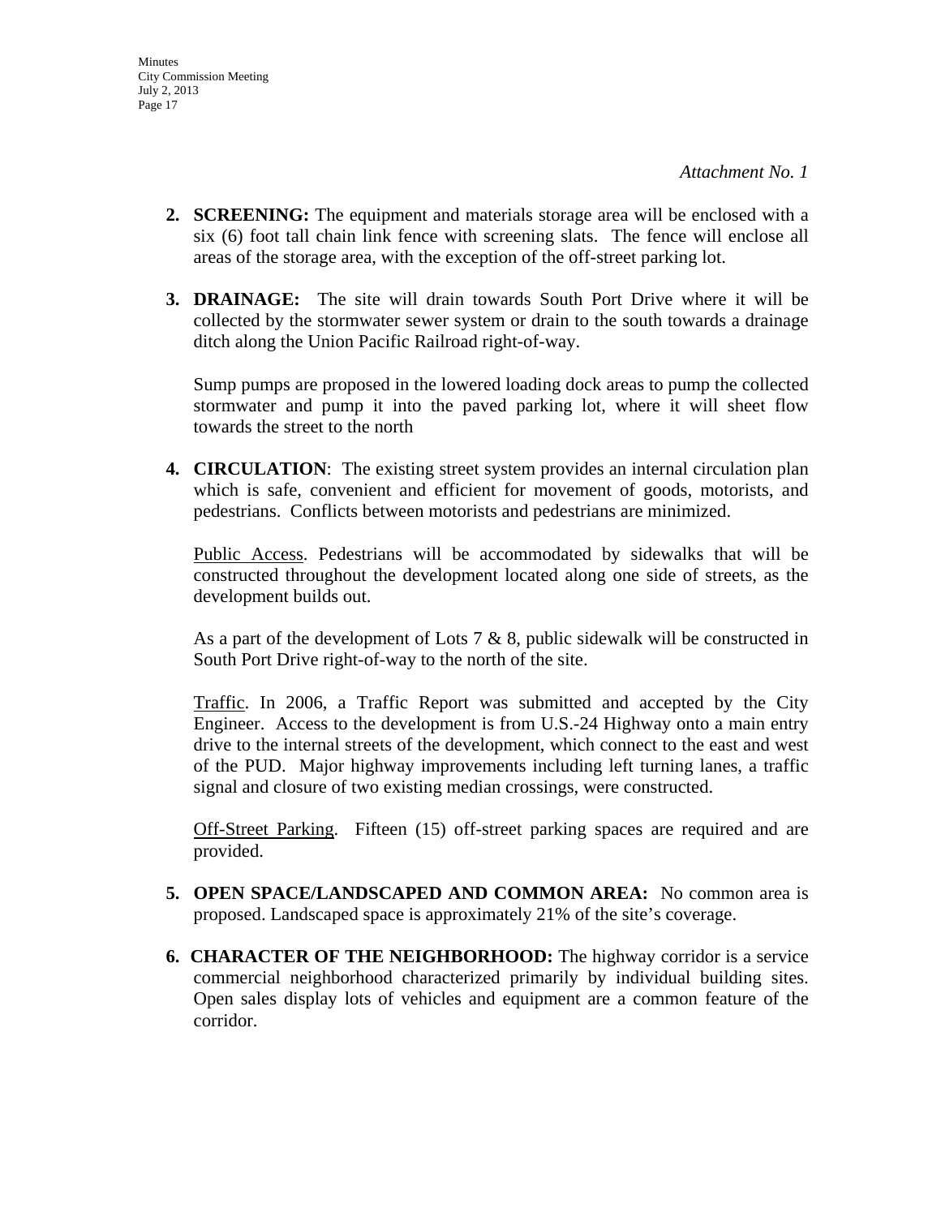*Attachment No. 1*

2. **SCREENING:** The equipment and materials storage area will be enclosed with a six (6) foot tall chain link fence with screening slats. The fence will enclose all areas of the storage area, with the exception of the off-street parking lot.

3. **DRAINAGE:** The site will drain towards South Port Drive where it will be collected by the stormwater sewer system or drain to the south towards a drainage ditch along the Union Pacific Railroad right-of-way.

   Sump pumps are proposed in the lowered loading dock areas to pump the collected stormwater and pump it into the paved parking lot, where it will sheet flow towards the street to the north

4. **CIRCULATION**: The existing street system provides an internal circulation plan which is safe, convenient and efficient for movement of goods, motorists, and pedestrians. Conflicts between motorists and pedestrians are minimized.

   <u>Public Access</u>. Pedestrians will be accommodated by sidewalks that will be constructed throughout the development located along one side of streets, as the development builds out.

   As a part of the development of Lots 7 & 8, public sidewalk will be constructed in South Port Drive right-of-way to the north of the site.

   <u>Traffic</u>. In 2006, a Traffic Report was submitted and accepted by the City Engineer. Access to the development is from U.S.-24 Highway onto a main entry drive to the internal streets of the development, which connect to the east and west of the PUD. Major highway improvements including left turning lanes, a traffic signal and closure of two existing median crossings, were constructed.

   <u>Off-Street Parking</u>. Fifteen (15) off-street parking spaces are required and are provided.

5. **OPEN SPACE/LANDSCAPED AND COMMON AREA:** No common area is proposed. Landscaped space is approximately 21% of the site's coverage.

6. **CHARACTER OF THE NEIGHBORHOOD:** The highway corridor is a service commercial neighborhood characterized primarily by individual building sites. Open sales display lots of vehicles and equipment are a common feature of the corridor.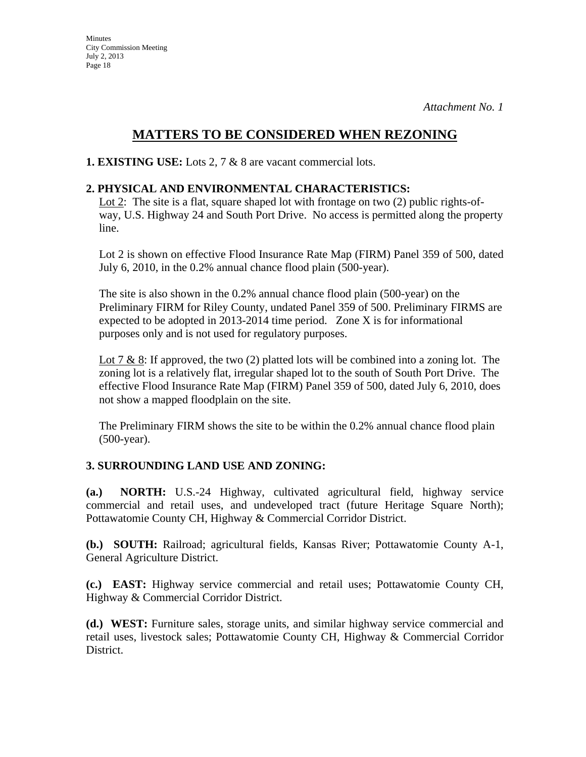*Attachment No. 1*

## MATTERS TO BE CONSIDERED WHEN REZONING

**1. EXISTING USE:** Lots 2, 7 & 8 are vacant commercial lots.

**2. PHYSICAL AND ENVIRONMENTAL CHARACTERISTICS:**

Lot 2: The site is a flat, square shaped lot with frontage on two (2) public rights-of-way, U.S. Highway 24 and South Port Drive. No access is permitted along the property line.

Lot 2 is shown on effective Flood Insurance Rate Map (FIRM) Panel 359 of 500, dated July 6, 2010, in the 0.2% annual chance flood plain (500-year).

The site is also shown in the 0.2% annual chance flood plain (500-year) on the Preliminary FIRM for Riley County, undated Panel 359 of 500. Preliminary FIRMS are expected to be adopted in 2013-2014 time period. Zone X is for informational purposes only and is not used for regulatory purposes.

Lot 7 & 8: If approved, the two (2) platted lots will be combined into a zoning lot. The zoning lot is a relatively flat, irregular shaped lot to the south of South Port Drive. The effective Flood Insurance Rate Map (FIRM) Panel 359 of 500, dated July 6, 2010, does not show a mapped floodplain on the site.

The Preliminary FIRM shows the site to be within the 0.2% annual chance flood plain (500-year).

**3. SURROUNDING LAND USE AND ZONING:**

**(a.) NORTH:** U.S.-24 Highway, cultivated agricultural field, highway service commercial and retail uses, and undeveloped tract (future Heritage Square North); Pottawatomie County CH, Highway & Commercial Corridor District.

**(b.) SOUTH:** Railroad; agricultural fields, Kansas River; Pottawatomie County A-1, General Agriculture District.

**(c.) EAST:** Highway service commercial and retail uses; Pottawatomie County CH, Highway & Commercial Corridor District.

**(d.) WEST:** Furniture sales, storage units, and similar highway service commercial and retail uses, livestock sales; Pottawatomie County CH, Highway & Commercial Corridor District.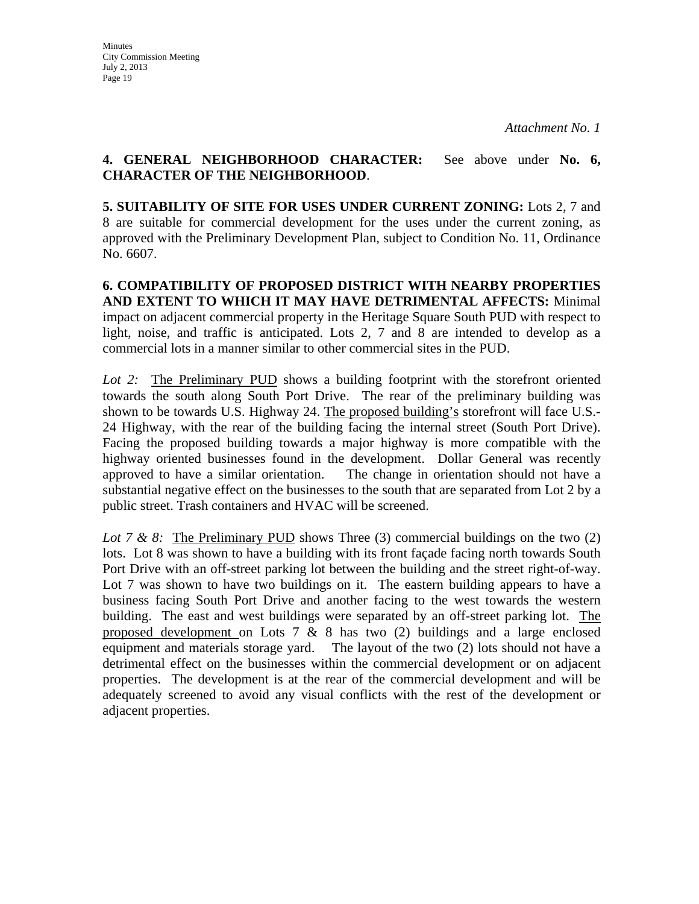*Attachment No. 1*

**4. GENERAL NEIGHBORHOOD CHARACTER:** See above under **No. 6, CHARACTER OF THE NEIGHBORHOOD**.

**5. SUITABILITY OF SITE FOR USES UNDER CURRENT ZONING:** Lots 2, 7 and 8 are suitable for commercial development for the uses under the current zoning, as approved with the Preliminary Development Plan, subject to Condition No. 11, Ordinance No. 6607.

**6. COMPATIBILITY OF PROPOSED DISTRICT WITH NEARBY PROPERTIES AND EXTENT TO WHICH IT MAY HAVE DETRIMENTAL AFFECTS:** Minimal impact on adjacent commercial property in the Heritage Square South PUD with respect to light, noise, and traffic is anticipated. Lots 2, 7 and 8 are intended to develop as a commercial lots in a manner similar to other commercial sites in the PUD.

*Lot 2:* The Preliminary PUD shows a building footprint with the storefront oriented towards the south along South Port Drive. The rear of the preliminary building was shown to be towards U.S. Highway 24. The proposed building's storefront will face U.S.-24 Highway, with the rear of the building facing the internal street (South Port Drive). Facing the proposed building towards a major highway is more compatible with the highway oriented businesses found in the development. Dollar General was recently approved to have a similar orientation. The change in orientation should not have a substantial negative effect on the businesses to the south that are separated from Lot 2 by a public street. Trash containers and HVAC will be screened.

*Lot 7 & 8:* The Preliminary PUD shows Three (3) commercial buildings on the two (2) lots. Lot 8 was shown to have a building with its front façade facing north towards South Port Drive with an off-street parking lot between the building and the street right-of-way. Lot 7 was shown to have two buildings on it. The eastern building appears to have a business facing South Port Drive and another facing to the west towards the western building. The east and west buildings were separated by an off-street parking lot. The proposed development on Lots 7 & 8 has two (2) buildings and a large enclosed equipment and materials storage yard. The layout of the two (2) lots should not have a detrimental effect on the businesses within the commercial development or on adjacent properties. The development is at the rear of the commercial development and will be adequately screened to avoid any visual conflicts with the rest of the development or adjacent properties.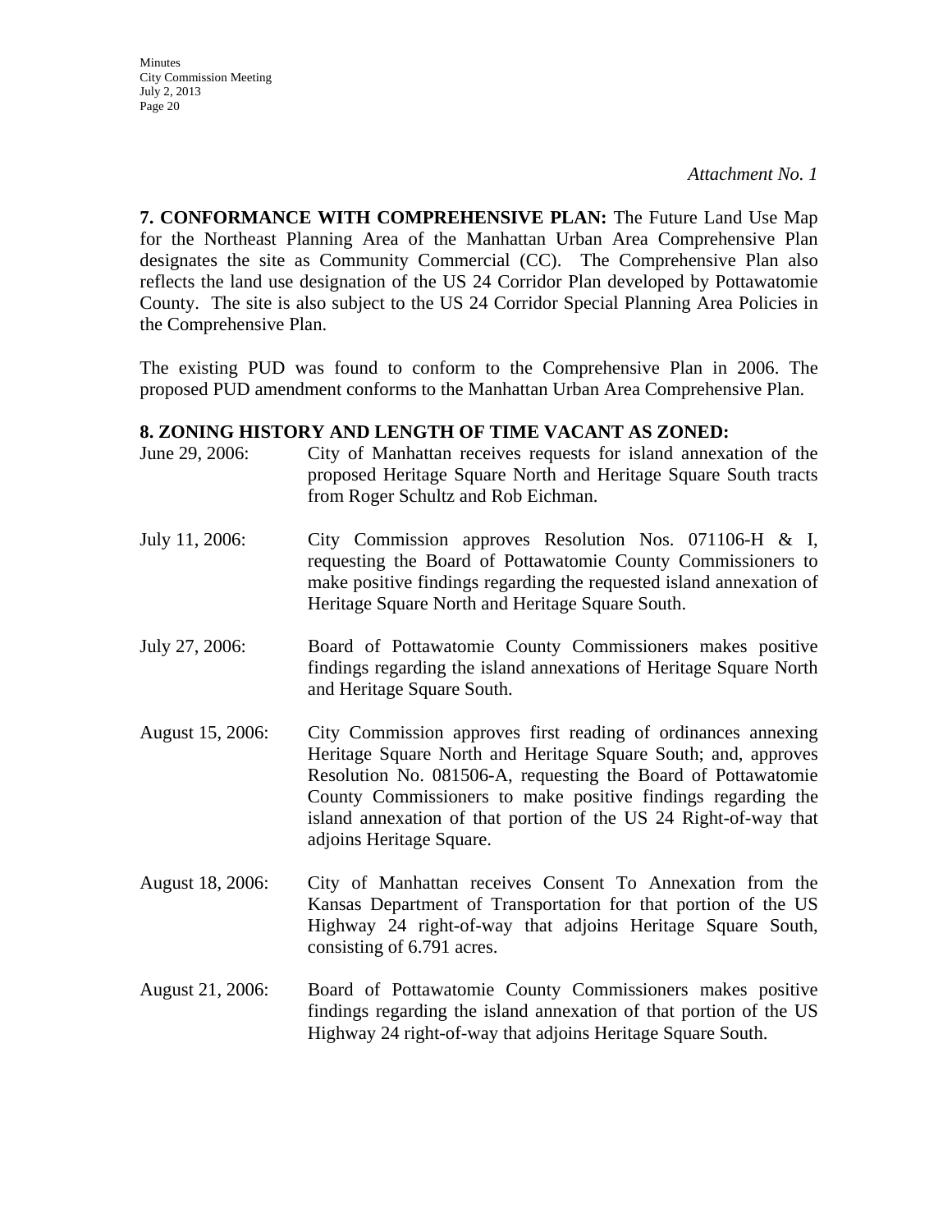*Attachment No. 1*

**7. CONFORMANCE WITH COMPREHENSIVE PLAN:** The Future Land Use Map for the Northeast Planning Area of the Manhattan Urban Area Comprehensive Plan designates the site as Community Commercial (CC). The Comprehensive Plan also reflects the land use designation of the US 24 Corridor Plan developed by Pottawatomie County. The site is also subject to the US 24 Corridor Special Planning Area Policies in the Comprehensive Plan.

The existing PUD was found to conform to the Comprehensive Plan in 2006. The proposed PUD amendment conforms to the Manhattan Urban Area Comprehensive Plan.

**8. ZONING HISTORY AND LENGTH OF TIME VACANT AS ZONED:**

June 29, 2006: City of Manhattan receives requests for island annexation of the proposed Heritage Square North and Heritage Square South tracts from Roger Schultz and Rob Eichman.

July 11, 2006: City Commission approves Resolution Nos. 071106-H & I, requesting the Board of Pottawatomie County Commissioners to make positive findings regarding the requested island annexation of Heritage Square North and Heritage Square South.

July 27, 2006: Board of Pottawatomie County Commissioners makes positive findings regarding the island annexations of Heritage Square North and Heritage Square South.

August 15, 2006: City Commission approves first reading of ordinances annexing Heritage Square North and Heritage Square South; and, approves Resolution No. 081506-A, requesting the Board of Pottawatomie County Commissioners to make positive findings regarding the island annexation of that portion of the US 24 Right-of-way that adjoins Heritage Square.

August 18, 2006: City of Manhattan receives Consent To Annexation from the Kansas Department of Transportation for that portion of the US Highway 24 right-of-way that adjoins Heritage Square South, consisting of 6.791 acres.

August 21, 2006: Board of Pottawatomie County Commissioners makes positive findings regarding the island annexation of that portion of the US Highway 24 right-of-way that adjoins Heritage Square South.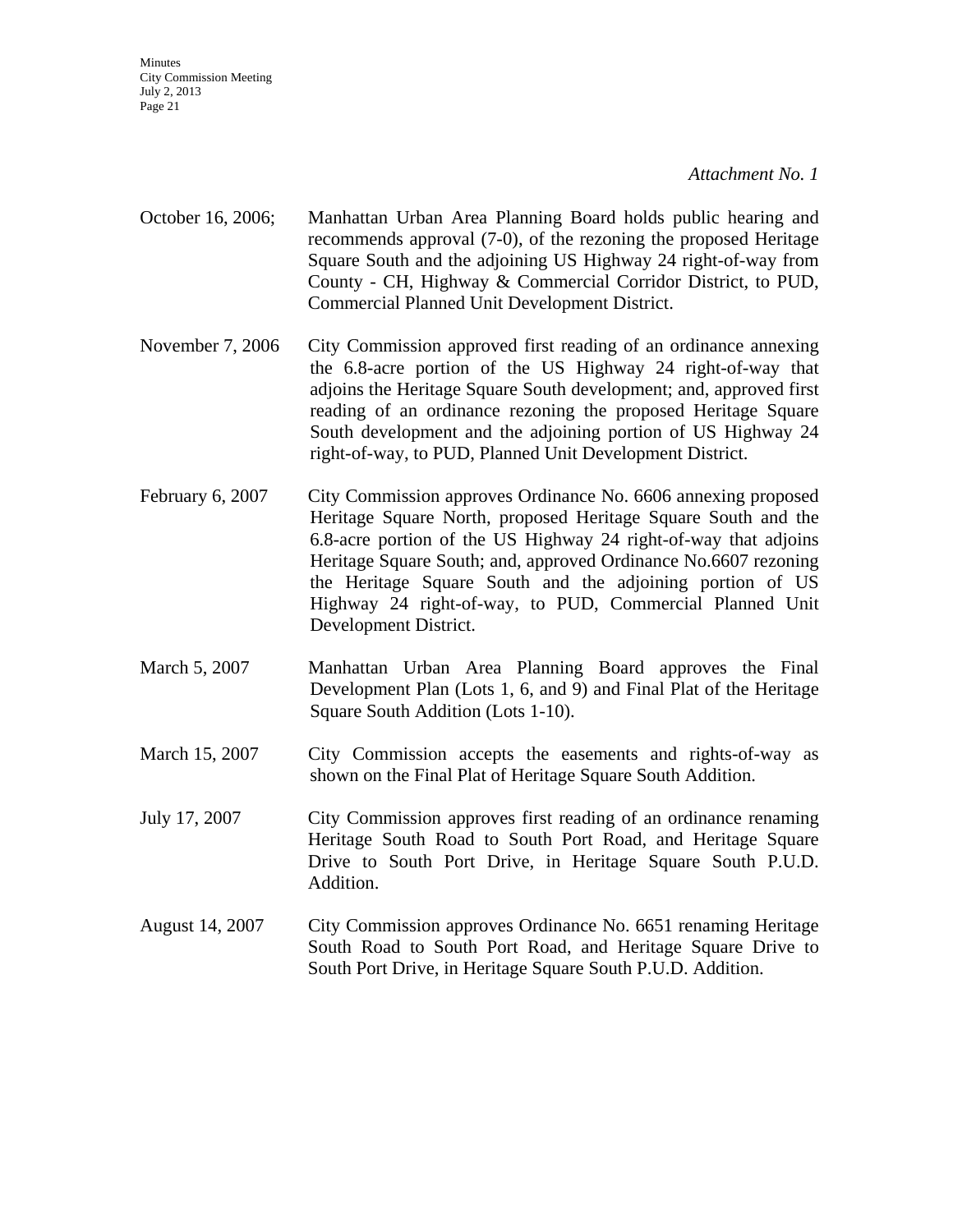*Attachment No. 1*

October 16, 2006; Manhattan Urban Area Planning Board holds public hearing and recommends approval (7-0), of the rezoning the proposed Heritage Square South and the adjoining US Highway 24 right-of-way from County - CH, Highway & Commercial Corridor District, to PUD, Commercial Planned Unit Development District.

November 7, 2006 City Commission approved first reading of an ordinance annexing the 6.8-acre portion of the US Highway 24 right-of-way that adjoins the Heritage Square South development; and, approved first reading of an ordinance rezoning the proposed Heritage Square South development and the adjoining portion of US Highway 24 right-of-way, to PUD, Planned Unit Development District.

February 6, 2007 City Commission approves Ordinance No. 6606 annexing proposed Heritage Square North, proposed Heritage Square South and the 6.8-acre portion of the US Highway 24 right-of-way that adjoins Heritage Square South; and, approved Ordinance No.6607 rezoning the Heritage Square South and the adjoining portion of US Highway 24 right-of-way, to PUD, Commercial Planned Unit Development District.

March 5, 2007 Manhattan Urban Area Planning Board approves the Final Development Plan (Lots 1, 6, and 9) and Final Plat of the Heritage Square South Addition (Lots 1-10).

March 15, 2007 City Commission accepts the easements and rights-of-way as shown on the Final Plat of Heritage Square South Addition.

July 17, 2007 City Commission approves first reading of an ordinance renaming Heritage South Road to South Port Road, and Heritage Square Drive to South Port Drive, in Heritage Square South P.U.D. Addition.

August 14, 2007 City Commission approves Ordinance No. 6651 renaming Heritage South Road to South Port Road, and Heritage Square Drive to South Port Drive, in Heritage Square South P.U.D. Addition.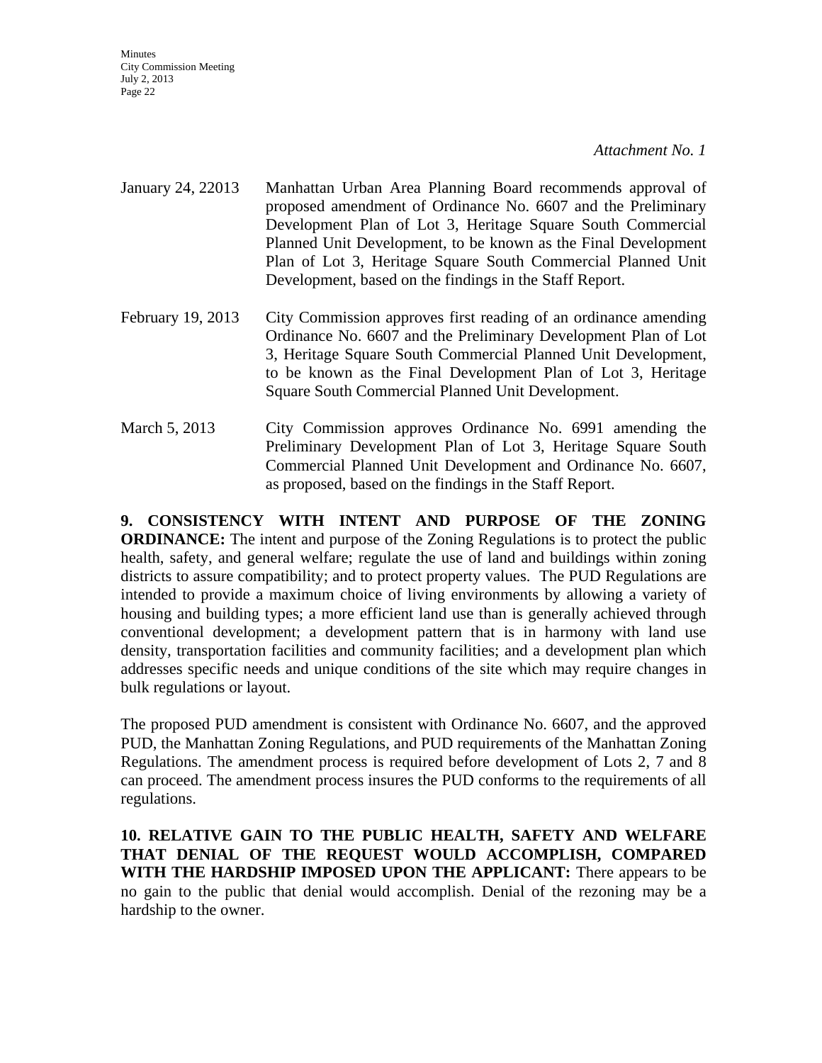*Attachment No. 1*

January 24, 22013 Manhattan Urban Area Planning Board recommends approval of proposed amendment of Ordinance No. 6607 and the Preliminary Development Plan of Lot 3, Heritage Square South Commercial Planned Unit Development, to be known as the Final Development Plan of Lot 3, Heritage Square South Commercial Planned Unit Development, based on the findings in the Staff Report.

February 19, 2013 City Commission approves first reading of an ordinance amending Ordinance No. 6607 and the Preliminary Development Plan of Lot 3, Heritage Square South Commercial Planned Unit Development, to be known as the Final Development Plan of Lot 3, Heritage Square South Commercial Planned Unit Development.

March 5, 2013 City Commission approves Ordinance No. 6991 amending the Preliminary Development Plan of Lot 3, Heritage Square South Commercial Planned Unit Development and Ordinance No. 6607, as proposed, based on the findings in the Staff Report.

**9. CONSISTENCY WITH INTENT AND PURPOSE OF THE ZONING ORDINANCE:** The intent and purpose of the Zoning Regulations is to protect the public health, safety, and general welfare; regulate the use of land and buildings within zoning districts to assure compatibility; and to protect property values. The PUD Regulations are intended to provide a maximum choice of living environments by allowing a variety of housing and building types; a more efficient land use than is generally achieved through conventional development; a development pattern that is in harmony with land use density, transportation facilities and community facilities; and a development plan which addresses specific needs and unique conditions of the site which may require changes in bulk regulations or layout.

The proposed PUD amendment is consistent with Ordinance No. 6607, and the approved PUD, the Manhattan Zoning Regulations, and PUD requirements of the Manhattan Zoning Regulations. The amendment process is required before development of Lots 2, 7 and 8 can proceed. The amendment process insures the PUD conforms to the requirements of all regulations.

**10. RELATIVE GAIN TO THE PUBLIC HEALTH, SAFETY AND WELFARE THAT DENIAL OF THE REQUEST WOULD ACCOMPLISH, COMPARED WITH THE HARDSHIP IMPOSED UPON THE APPLICANT:** There appears to be no gain to the public that denial would accomplish. Denial of the rezoning may be a hardship to the owner.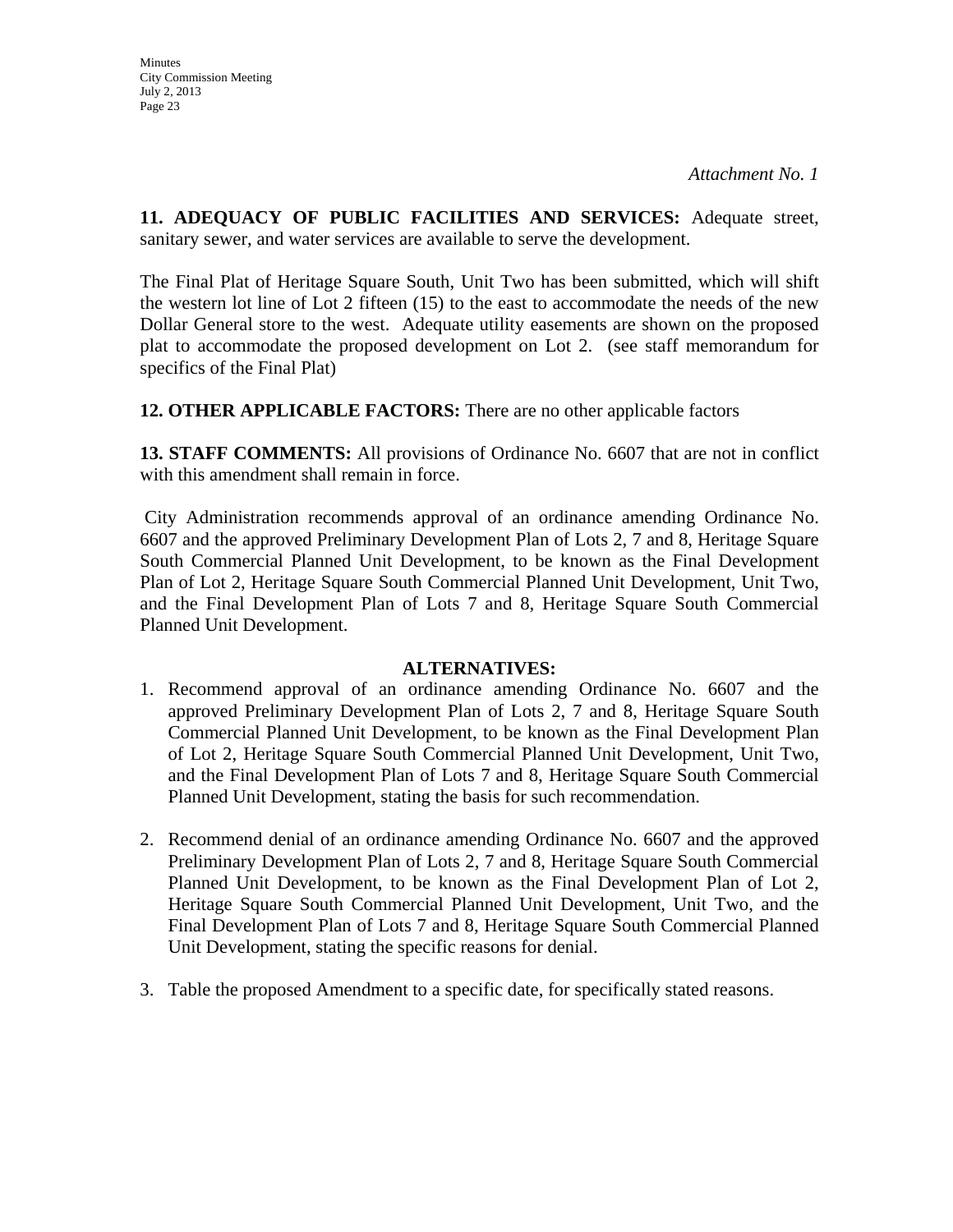*Attachment No. 1*

**11. ADEQUACY OF PUBLIC FACILITIES AND SERVICES:** Adequate street, sanitary sewer, and water services are available to serve the development.

The Final Plat of Heritage Square South, Unit Two has been submitted, which will shift the western lot line of Lot 2 fifteen (15) to the east to accommodate the needs of the new Dollar General store to the west. Adequate utility easements are shown on the proposed plat to accommodate the proposed development on Lot 2. (see staff memorandum for specifics of the Final Plat)

**12. OTHER APPLICABLE FACTORS:** There are no other applicable factors

**13. STAFF COMMENTS:** All provisions of Ordinance No. 6607 that are not in conflict with this amendment shall remain in force.

City Administration recommends approval of an ordinance amending Ordinance No. 6607 and the approved Preliminary Development Plan of Lots 2, 7 and 8, Heritage Square South Commercial Planned Unit Development, to be known as the Final Development Plan of Lot 2, Heritage Square South Commercial Planned Unit Development, Unit Two, and the Final Development Plan of Lots 7 and 8, Heritage Square South Commercial Planned Unit Development.

**ALTERNATIVES:**

1. Recommend approval of an ordinance amending Ordinance No. 6607 and the approved Preliminary Development Plan of Lots 2, 7 and 8, Heritage Square South Commercial Planned Unit Development, to be known as the Final Development Plan of Lot 2, Heritage Square South Commercial Planned Unit Development, Unit Two, and the Final Development Plan of Lots 7 and 8, Heritage Square South Commercial Planned Unit Development, stating the basis for such recommendation.

2. Recommend denial of an ordinance amending Ordinance No. 6607 and the approved Preliminary Development Plan of Lots 2, 7 and 8, Heritage Square South Commercial Planned Unit Development, to be known as the Final Development Plan of Lot 2, Heritage Square South Commercial Planned Unit Development, Unit Two, and the Final Development Plan of Lots 7 and 8, Heritage Square South Commercial Planned Unit Development, stating the specific reasons for denial.

3. Table the proposed Amendment to a specific date, for specifically stated reasons.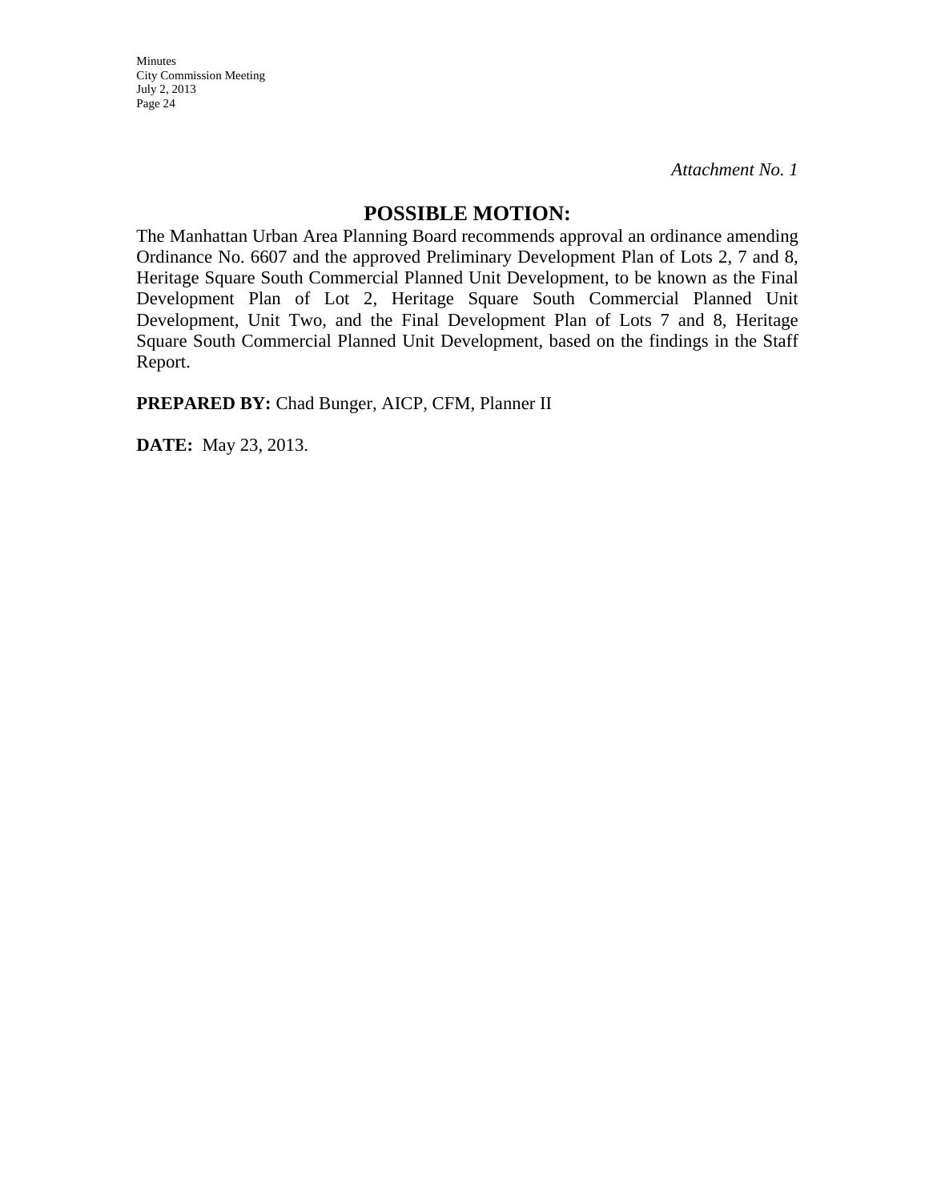*Attachment No. 1*

## POSSIBLE MOTION:

The Manhattan Urban Area Planning Board recommends approval an ordinance amending Ordinance No. 6607 and the approved Preliminary Development Plan of Lots 2, 7 and 8, Heritage Square South Commercial Planned Unit Development, to be known as the Final Development Plan of Lot 2, Heritage Square South Commercial Planned Unit Development, Unit Two, and the Final Development Plan of Lots 7 and 8, Heritage Square South Commercial Planned Unit Development, based on the findings in the Staff Report.

**PREPARED BY:** Chad Bunger, AICP, CFM, Planner II

**DATE:** May 23, 2013.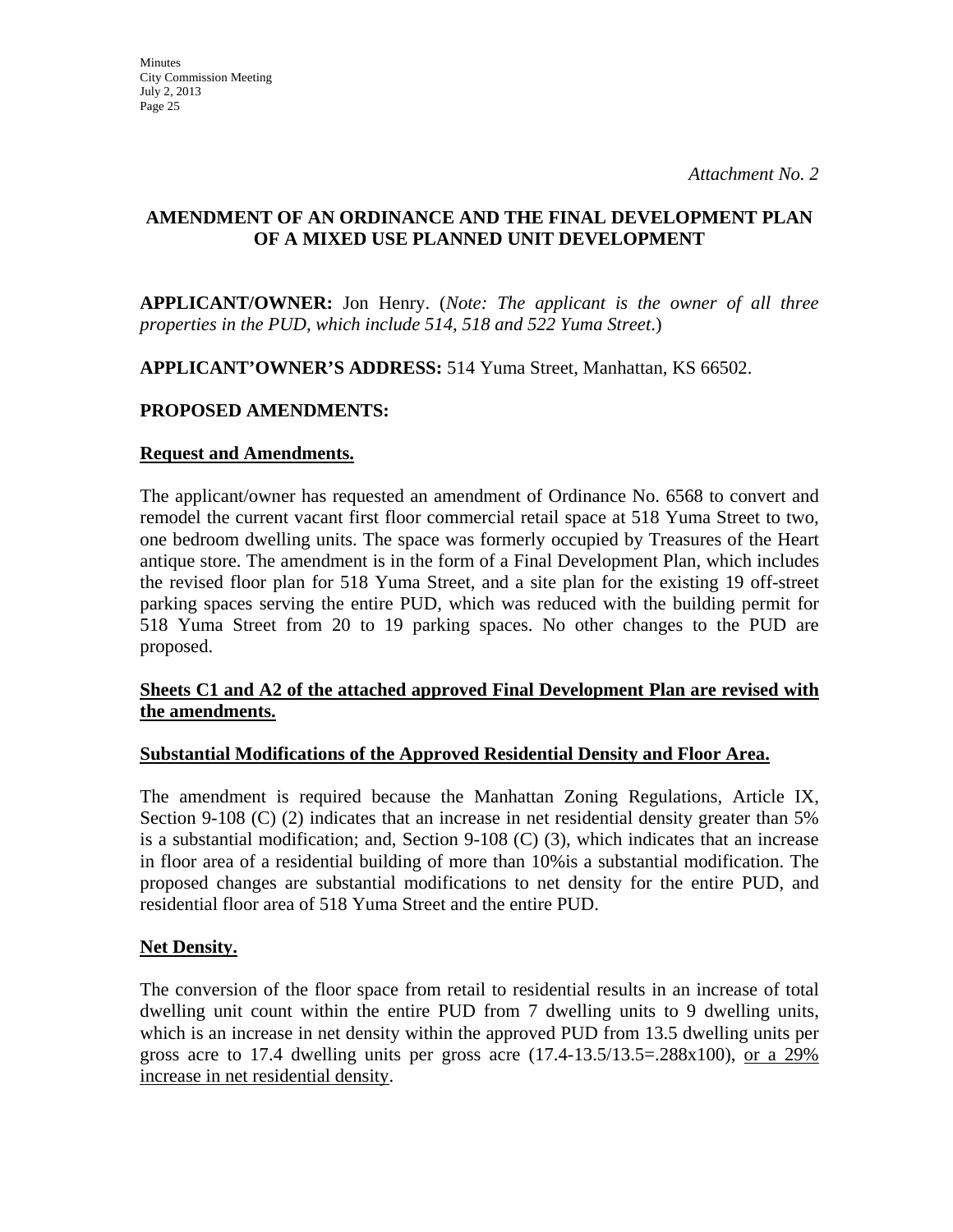*Attachment No. 2*

## AMENDMENT OF AN ORDINANCE AND THE FINAL DEVELOPMENT PLAN OF A MIXED USE PLANNED UNIT DEVELOPMENT

**APPLICANT/OWNER:** Jon Henry. (*Note: The applicant is the owner of all three properties in the PUD, which include 514, 518 and 522 Yuma Street*.)

**APPLICANT'OWNER'S ADDRESS:** 514 Yuma Street, Manhattan, KS 66502.

**PROPOSED AMENDMENTS:**

**Request and Amendments.**

The applicant/owner has requested an amendment of Ordinance No. 6568 to convert and remodel the current vacant first floor commercial retail space at 518 Yuma Street to two, one bedroom dwelling units. The space was formerly occupied by Treasures of the Heart antique store. The amendment is in the form of a Final Development Plan, which includes the revised floor plan for 518 Yuma Street, and a site plan for the existing 19 off-street parking spaces serving the entire PUD, which was reduced with the building permit for 518 Yuma Street from 20 to 19 parking spaces. No other changes to the PUD are proposed.

**Sheets C1 and A2 of the attached approved Final Development Plan are revised with the amendments.**

**Substantial Modifications of the Approved Residential Density and Floor Area.**

The amendment is required because the Manhattan Zoning Regulations, Article IX, Section 9-108 (C) (2) indicates that an increase in net residential density greater than 5% is a substantial modification; and, Section 9-108 (C) (3), which indicates that an increase in floor area of a residential building of more than 10%is a substantial modification. The proposed changes are substantial modifications to net density for the entire PUD, and residential floor area of 518 Yuma Street and the entire PUD.

**Net Density.**

The conversion of the floor space from retail to residential results in an increase of total dwelling unit count within the entire PUD from 7 dwelling units to 9 dwelling units, which is an increase in net density within the approved PUD from 13.5 dwelling units per gross acre to 17.4 dwelling units per gross acre (17.4-13.5/13.5=.288x100), <u>or a 29% increase in net residential density</u>.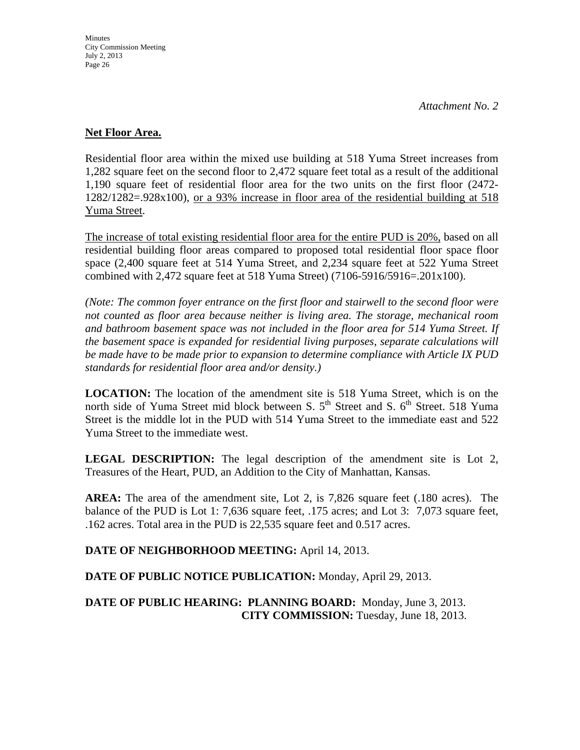*Attachment No. 2*

**Net Floor Area.**

Residential floor area within the mixed use building at 518 Yuma Street increases from 1,282 square feet on the second floor to 2,472 square feet total as a result of the additional 1,190 square feet of residential floor area for the two units on the first floor (2472-1282/1282=.928x100), <u>or a 93% increase in floor area of the residential building at 518 Yuma Street</u>.

<u>The increase of total existing residential floor area for the entire PUD is 20%,</u> based on all residential building floor areas compared to proposed total residential floor space floor space (2,400 square feet at 514 Yuma Street, and 2,234 square feet at 522 Yuma Street combined with 2,472 square feet at 518 Yuma Street) (7106-5916/5916=.201x100).

*(Note: The common foyer entrance on the first floor and stairwell to the second floor were not counted as floor area because neither is living area. The storage, mechanical room and bathroom basement space was not included in the floor area for 514 Yuma Street. If the basement space is expanded for residential living purposes, separate calculations will be made have to be made prior to expansion to determine compliance with Article IX PUD standards for residential floor area and/or density.)*

**LOCATION:** The location of the amendment site is 518 Yuma Street, which is on the north side of Yuma Street mid block between S. 5th Street and S. 6th Street. 518 Yuma Street is the middle lot in the PUD with 514 Yuma Street to the immediate east and 522 Yuma Street to the immediate west.

**LEGAL DESCRIPTION:** The legal description of the amendment site is Lot 2, Treasures of the Heart, PUD, an Addition to the City of Manhattan, Kansas.

**AREA:** The area of the amendment site, Lot 2, is 7,826 square feet (.180 acres). The balance of the PUD is Lot 1: 7,636 square feet, .175 acres; and Lot 3: 7,073 square feet, .162 acres. Total area in the PUD is 22,535 square feet and 0.517 acres.

**DATE OF NEIGHBORHOOD MEETING:** April 14, 2013.

**DATE OF PUBLIC NOTICE PUBLICATION:** Monday, April 29, 2013.

**DATE OF PUBLIC HEARING: PLANNING BOARD:** Monday, June 3, 2013.
**CITY COMMISSION:** Tuesday, June 18, 2013.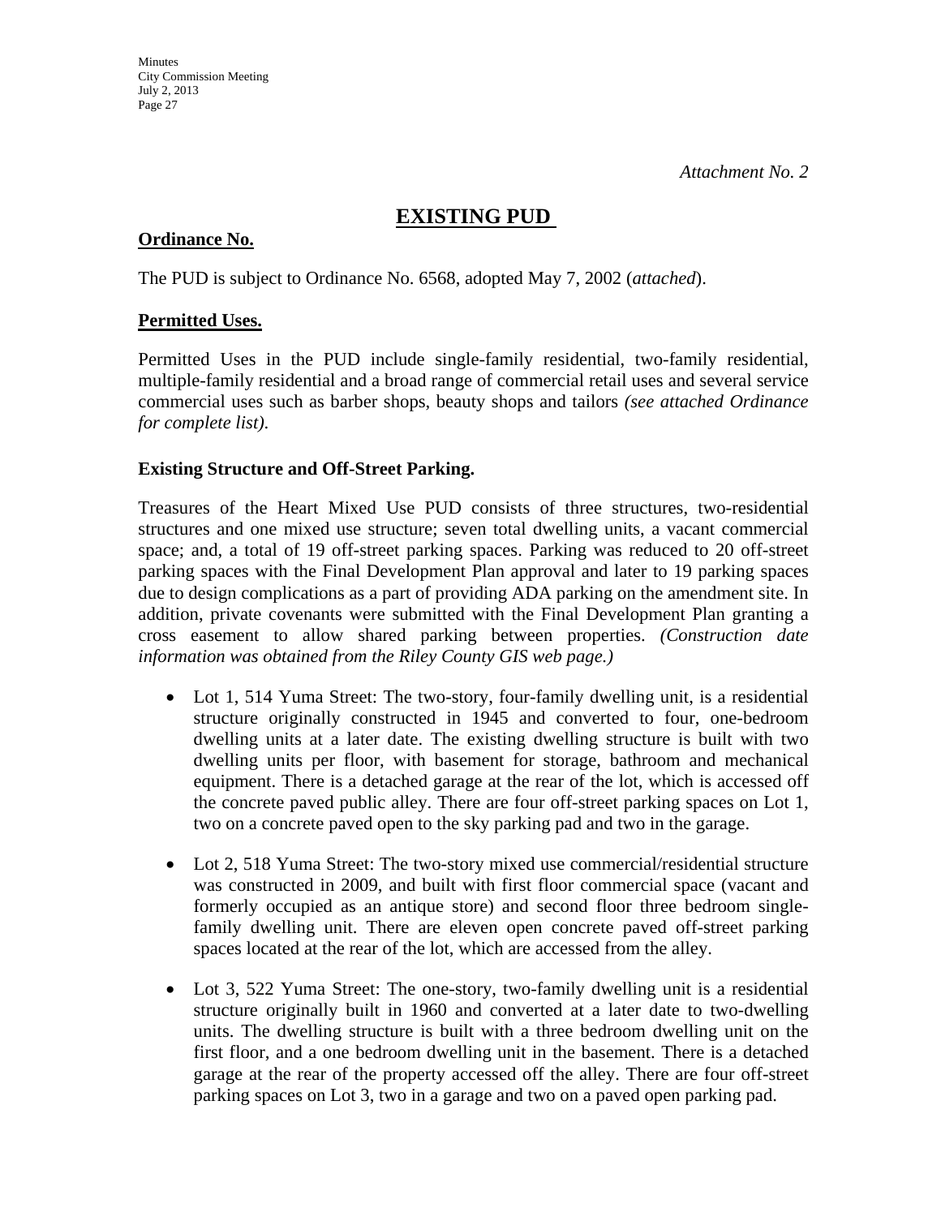*Attachment No. 2*

# EXISTING PUD

**Ordinance No.**

The PUD is subject to Ordinance No. 6568, adopted May 7, 2002 (*attached*).

**Permitted Uses.**

Permitted Uses in the PUD include single-family residential, two-family residential, multiple-family residential and a broad range of commercial retail uses and several service commercial uses such as barber shops, beauty shops and tailors *(see attached Ordinance for complete list).*

**Existing Structure and Off-Street Parking.**

Treasures of the Heart Mixed Use PUD consists of three structures, two-residential structures and one mixed use structure; seven total dwelling units, a vacant commercial space; and, a total of 19 off-street parking spaces. Parking was reduced to 20 off-street parking spaces with the Final Development Plan approval and later to 19 parking spaces due to design complications as a part of providing ADA parking on the amendment site. In addition, private covenants were submitted with the Final Development Plan granting a cross easement to allow shared parking between properties. *(Construction date information was obtained from the Riley County GIS web page.)*

- Lot 1, 514 Yuma Street: The two-story, four-family dwelling unit, is a residential structure originally constructed in 1945 and converted to four, one-bedroom dwelling units at a later date. The existing dwelling structure is built with two dwelling units per floor, with basement for storage, bathroom and mechanical equipment. There is a detached garage at the rear of the lot, which is accessed off the concrete paved public alley. There are four off-street parking spaces on Lot 1, two on a concrete paved open to the sky parking pad and two in the garage.

- Lot 2, 518 Yuma Street: The two-story mixed use commercial/residential structure was constructed in 2009, and built with first floor commercial space (vacant and formerly occupied as an antique store) and second floor three bedroom single-family dwelling unit. There are eleven open concrete paved off-street parking spaces located at the rear of the lot, which are accessed from the alley.

- Lot 3, 522 Yuma Street: The one-story, two-family dwelling unit is a residential structure originally built in 1960 and converted at a later date to two-dwelling units. The dwelling structure is built with a three bedroom dwelling unit on the first floor, and a one bedroom dwelling unit in the basement. There is a detached garage at the rear of the property accessed off the alley. There are four off-street parking spaces on Lot 3, two in a garage and two on a paved open parking pad.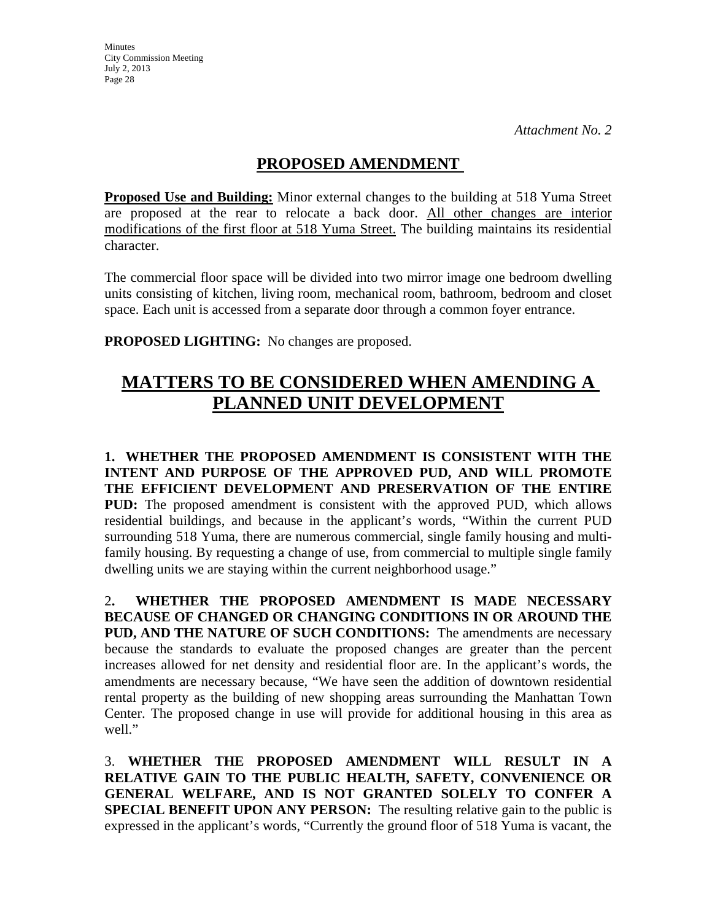*Attachment No. 2*

## PROPOSED AMENDMENT

**Proposed Use and Building:** Minor external changes to the building at 518 Yuma Street are proposed at the rear to relocate a back door. All other changes are interior modifications of the first floor at 518 Yuma Street. The building maintains its residential character.

The commercial floor space will be divided into two mirror image one bedroom dwelling units consisting of kitchen, living room, mechanical room, bathroom, bedroom and closet space. Each unit is accessed from a separate door through a common foyer entrance.

**PROPOSED LIGHTING:** No changes are proposed.

# MATTERS TO BE CONSIDERED WHEN AMENDING A PLANNED UNIT DEVELOPMENT

**1. WHETHER THE PROPOSED AMENDMENT IS CONSISTENT WITH THE INTENT AND PURPOSE OF THE APPROVED PUD, AND WILL PROMOTE THE EFFICIENT DEVELOPMENT AND PRESERVATION OF THE ENTIRE PUD:** The proposed amendment is consistent with the approved PUD, which allows residential buildings, and because in the applicant's words, "Within the current PUD surrounding 518 Yuma, there are numerous commercial, single family housing and multi-family housing. By requesting a change of use, from commercial to multiple single family dwelling units we are staying within the current neighborhood usage."

2**. WHETHER THE PROPOSED AMENDMENT IS MADE NECESSARY BECAUSE OF CHANGED OR CHANGING CONDITIONS IN OR AROUND THE PUD, AND THE NATURE OF SUCH CONDITIONS:** The amendments are necessary because the standards to evaluate the proposed changes are greater than the percent increases allowed for net density and residential floor are. In the applicant's words, the amendments are necessary because, "We have seen the addition of downtown residential rental property as the building of new shopping areas surrounding the Manhattan Town Center. The proposed change in use will provide for additional housing in this area as well."

3. **WHETHER THE PROPOSED AMENDMENT WILL RESULT IN A RELATIVE GAIN TO THE PUBLIC HEALTH, SAFETY, CONVENIENCE OR GENERAL WELFARE, AND IS NOT GRANTED SOLELY TO CONFER A SPECIAL BENEFIT UPON ANY PERSON:** The resulting relative gain to the public is expressed in the applicant's words, "Currently the ground floor of 518 Yuma is vacant, the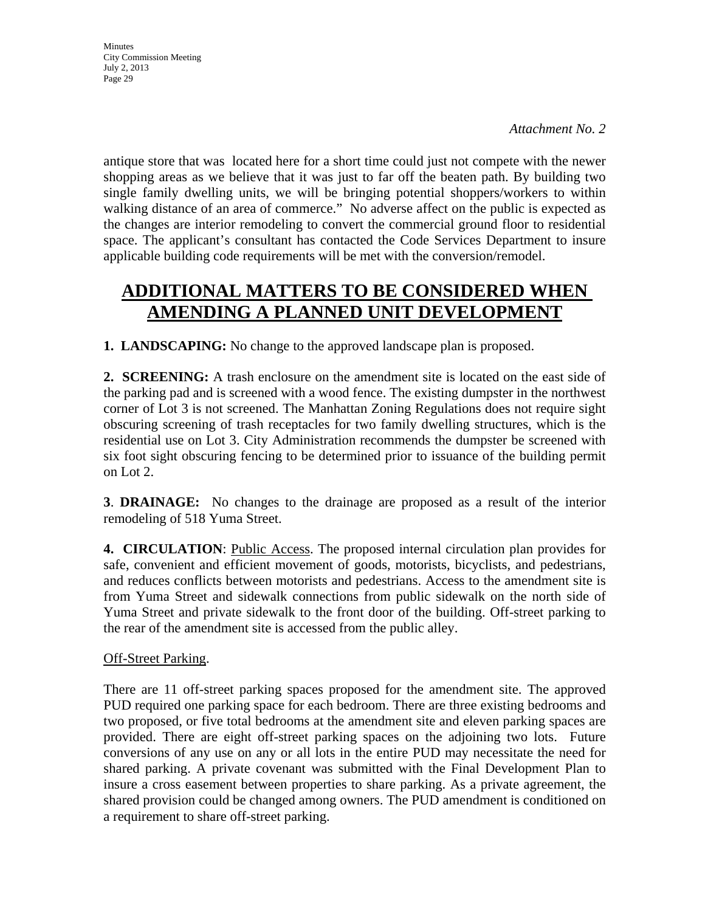*Attachment No. 2*

antique store that was  located here for a short time could just not compete with the newer shopping areas as we believe that it was just to far off the beaten path. By building two single family dwelling units, we will be bringing potential shoppers/workers to within walking distance of an area of commerce."  No adverse affect on the public is expected as the changes are interior remodeling to convert the commercial ground floor to residential space. The applicant's consultant has contacted the Code Services Department to insure applicable building code requirements will be met with the conversion/remodel.

# ADDITIONAL MATTERS TO BE CONSIDERED WHEN AMENDING A PLANNED UNIT DEVELOPMENT

**1. LANDSCAPING:** No change to the approved landscape plan is proposed.

**2. SCREENING:** A trash enclosure on the amendment site is located on the east side of the parking pad and is screened with a wood fence. The existing dumpster in the northwest corner of Lot 3 is not screened. The Manhattan Zoning Regulations does not require sight obscuring screening of trash receptacles for two family dwelling structures, which is the residential use on Lot 3. City Administration recommends the dumpster be screened with six foot sight obscuring fencing to be determined prior to issuance of the building permit on Lot 2.

**3**. **DRAINAGE:** No changes to the drainage are proposed as a result of the interior remodeling of 518 Yuma Street.

**4. CIRCULATION**: Public Access. The proposed internal circulation plan provides for safe, convenient and efficient movement of goods, motorists, bicyclists, and pedestrians, and reduces conflicts between motorists and pedestrians. Access to the amendment site is from Yuma Street and sidewalk connections from public sidewalk on the north side of Yuma Street and private sidewalk to the front door of the building. Off-street parking to the rear of the amendment site is accessed from the public alley.

Off-Street Parking.

There are 11 off-street parking spaces proposed for the amendment site. The approved PUD required one parking space for each bedroom. There are three existing bedrooms and two proposed, or five total bedrooms at the amendment site and eleven parking spaces are provided. There are eight off-street parking spaces on the adjoining two lots. Future conversions of any use on any or all lots in the entire PUD may necessitate the need for shared parking. A private covenant was submitted with the Final Development Plan to insure a cross easement between properties to share parking. As a private agreement, the shared provision could be changed among owners. The PUD amendment is conditioned on a requirement to share off-street parking.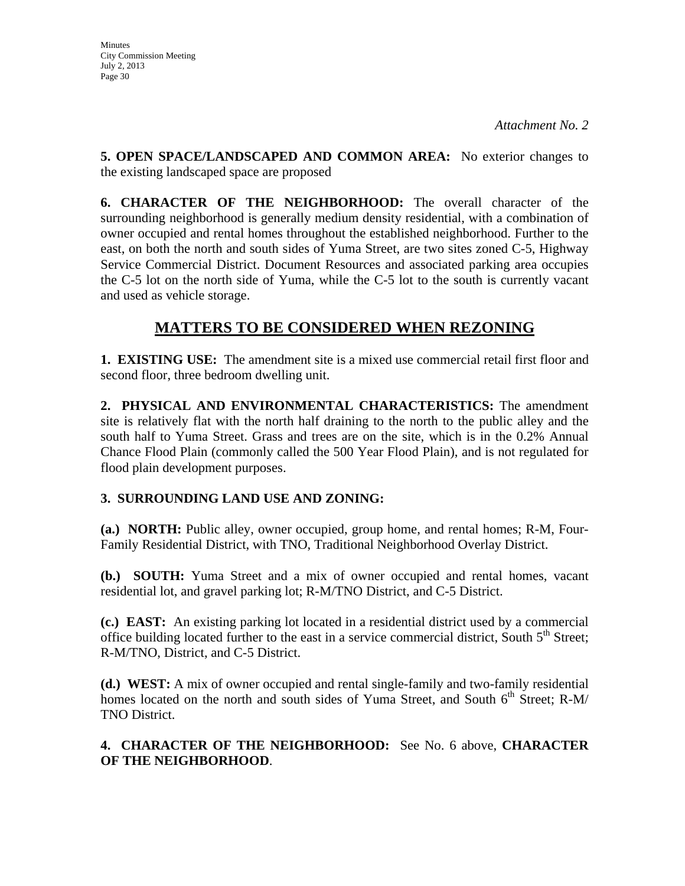*Attachment No. 2*

**5. OPEN SPACE/LANDSCAPED AND COMMON AREA:** No exterior changes to the existing landscaped space are proposed

**6. CHARACTER OF THE NEIGHBORHOOD:** The overall character of the surrounding neighborhood is generally medium density residential, with a combination of owner occupied and rental homes throughout the established neighborhood. Further to the east, on both the north and south sides of Yuma Street, are two sites zoned C-5, Highway Service Commercial District. Document Resources and associated parking area occupies the C-5 lot on the north side of Yuma, while the C-5 lot to the south is currently vacant and used as vehicle storage.

## MATTERS TO BE CONSIDERED WHEN REZONING

**1. EXISTING USE:** The amendment site is a mixed use commercial retail first floor and second floor, three bedroom dwelling unit.

**2. PHYSICAL AND ENVIRONMENTAL CHARACTERISTICS:** The amendment site is relatively flat with the north half draining to the north to the public alley and the south half to Yuma Street. Grass and trees are on the site, which is in the 0.2% Annual Chance Flood Plain (commonly called the 500 Year Flood Plain), and is not regulated for flood plain development purposes.

**3. SURROUNDING LAND USE AND ZONING:**

**(a.) NORTH:** Public alley, owner occupied, group home, and rental homes; R-M, Four-Family Residential District, with TNO, Traditional Neighborhood Overlay District.

**(b.) SOUTH:** Yuma Street and a mix of owner occupied and rental homes, vacant residential lot, and gravel parking lot; R-M/TNO District, and C-5 District.

**(c.) EAST:** An existing parking lot located in a residential district used by a commercial office building located further to the east in a service commercial district, South 5th Street; R-M/TNO, District, and C-5 District.

**(d.) WEST:** A mix of owner occupied and rental single-family and two-family residential homes located on the north and south sides of Yuma Street, and South 6th Street; R-M/ TNO District.

**4. CHARACTER OF THE NEIGHBORHOOD:** See No. 6 above, **CHARACTER OF THE NEIGHBORHOOD**.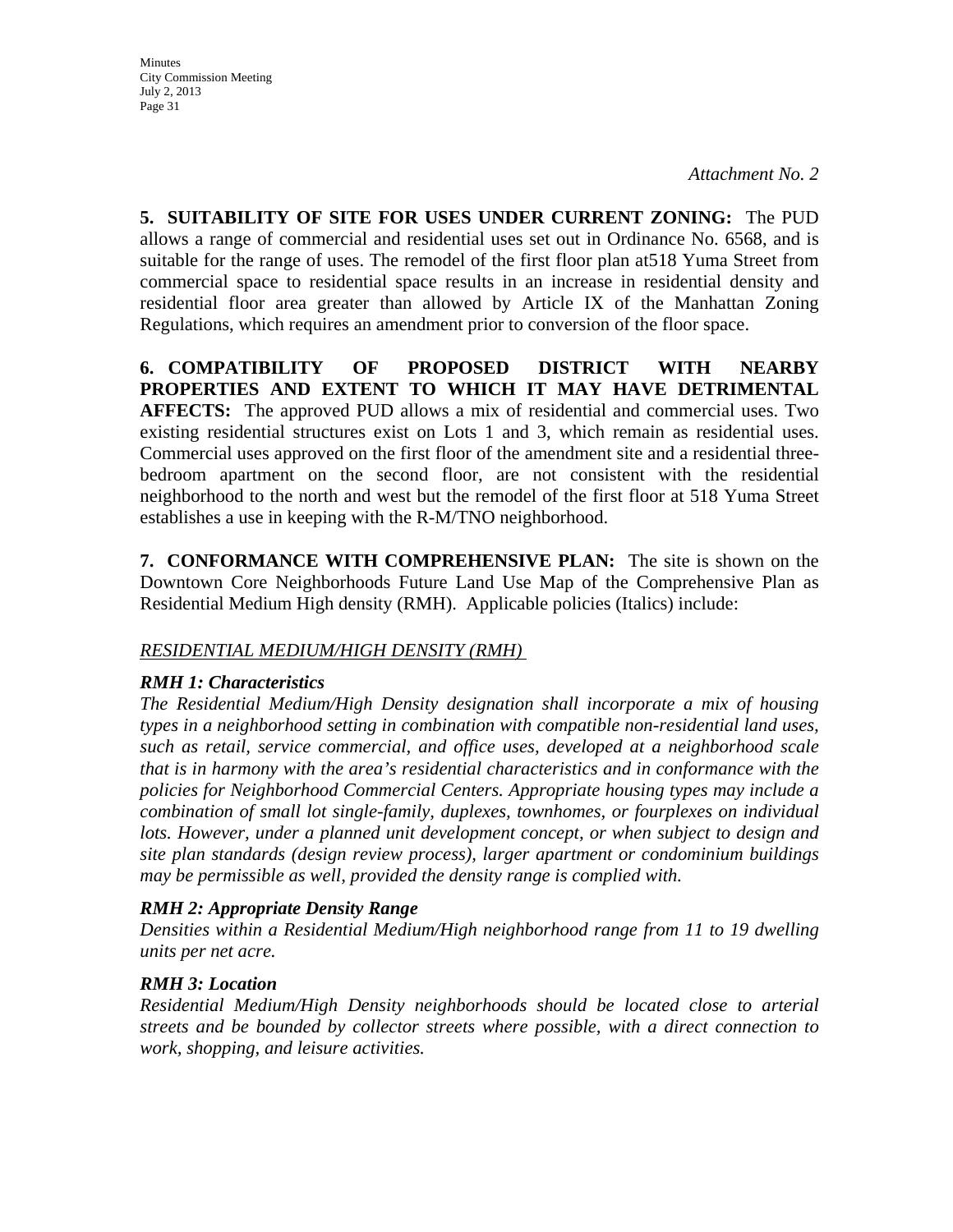*Attachment No. 2*

**5. SUITABILITY OF SITE FOR USES UNDER CURRENT ZONING:** The PUD allows a range of commercial and residential uses set out in Ordinance No. 6568, and is suitable for the range of uses. The remodel of the first floor plan at518 Yuma Street from commercial space to residential space results in an increase in residential density and residential floor area greater than allowed by Article IX of the Manhattan Zoning Regulations, which requires an amendment prior to conversion of the floor space.

**6. COMPATIBILITY OF PROPOSED DISTRICT WITH NEARBY PROPERTIES AND EXTENT TO WHICH IT MAY HAVE DETRIMENTAL AFFECTS:** The approved PUD allows a mix of residential and commercial uses. Two existing residential structures exist on Lots 1 and 3, which remain as residential uses. Commercial uses approved on the first floor of the amendment site and a residential three-bedroom apartment on the second floor, are not consistent with the residential neighborhood to the north and west but the remodel of the first floor at 518 Yuma Street establishes a use in keeping with the R-M/TNO neighborhood.

**7. CONFORMANCE WITH COMPREHENSIVE PLAN:** The site is shown on the Downtown Core Neighborhoods Future Land Use Map of the Comprehensive Plan as Residential Medium High density (RMH). Applicable policies (Italics) include:

*RESIDENTIAL MEDIUM/HIGH DENSITY (RMH)*

***RMH 1: Characteristics***

*The Residential Medium/High Density designation shall incorporate a mix of housing types in a neighborhood setting in combination with compatible non-residential land uses, such as retail, service commercial, and office uses, developed at a neighborhood scale that is in harmony with the area's residential characteristics and in conformance with the policies for Neighborhood Commercial Centers. Appropriate housing types may include a combination of small lot single-family, duplexes, townhomes, or fourplexes on individual lots. However, under a planned unit development concept, or when subject to design and site plan standards (design review process), larger apartment or condominium buildings may be permissible as well, provided the density range is complied with.*

***RMH 2: Appropriate Density Range***

*Densities within a Residential Medium/High neighborhood range from 11 to 19 dwelling units per net acre.*

***RMH 3: Location***

*Residential Medium/High Density neighborhoods should be located close to arterial streets and be bounded by collector streets where possible, with a direct connection to work, shopping, and leisure activities.*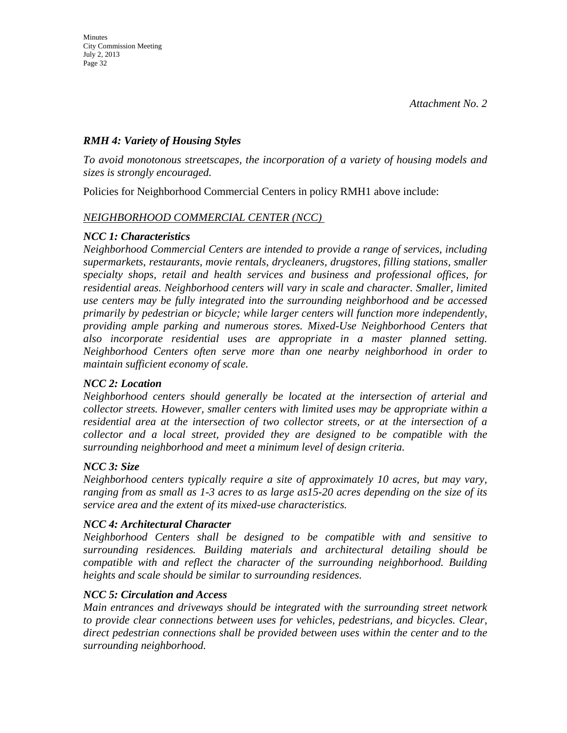*Attachment No. 2*

***RMH 4: Variety of Housing Styles***

*To avoid monotonous streetscapes, the incorporation of a variety of housing models and sizes is strongly encouraged.*

Policies for Neighborhood Commercial Centers in policy RMH1 above include:

*NEIGHBORHOOD COMMERCIAL CENTER (NCC)*

***NCC 1: Characteristics***

***Neighborhood Commercial Centers are intended to provide a range of services, including supermarkets, restaurants, movie rentals, drycleaners, drugstores, filling stations, smaller specialty shops, retail and health services and business and professional offices, for residential areas. Neighborhood centers will vary in scale and character. Smaller, limited use centers may be fully integrated into the surrounding neighborhood and be accessed primarily by pedestrian or bicycle; while larger centers will function more independently, providing ample parking and numerous stores. Mixed-Use Neighborhood Centers that also incorporate residential uses are appropriate in a master planned setting. Neighborhood Centers often serve more than one nearby neighborhood in order to maintain sufficient economy of scale.***

***NCC 2: Location***

***Neighborhood centers should generally be located at the intersection of arterial and collector streets. However, smaller centers with limited uses may be appropriate within a residential area at the intersection of two collector streets, or at the intersection of a collector and a local street, provided they are designed to be compatible with the surrounding neighborhood and meet a minimum level of design criteria.***

***NCC 3: Size***

***Neighborhood centers typically require a site of approximately 10 acres, but may vary, ranging from as small as 1-3 acres to as large as15-20 acres depending on the size of its service area and the extent of its mixed-use characteristics.***

***NCC 4: Architectural Character***

***Neighborhood Centers shall be designed to be compatible with and sensitive to surrounding residences. Building materials and architectural detailing should be compatible with and reflect the character of the surrounding neighborhood. Building heights and scale should be similar to surrounding residences.***

***NCC 5: Circulation and Access***

***Main entrances and driveways should be integrated with the surrounding street network to provide clear connections between uses for vehicles, pedestrians, and bicycles. Clear, direct pedestrian connections shall be provided between uses within the center and to the surrounding neighborhood.***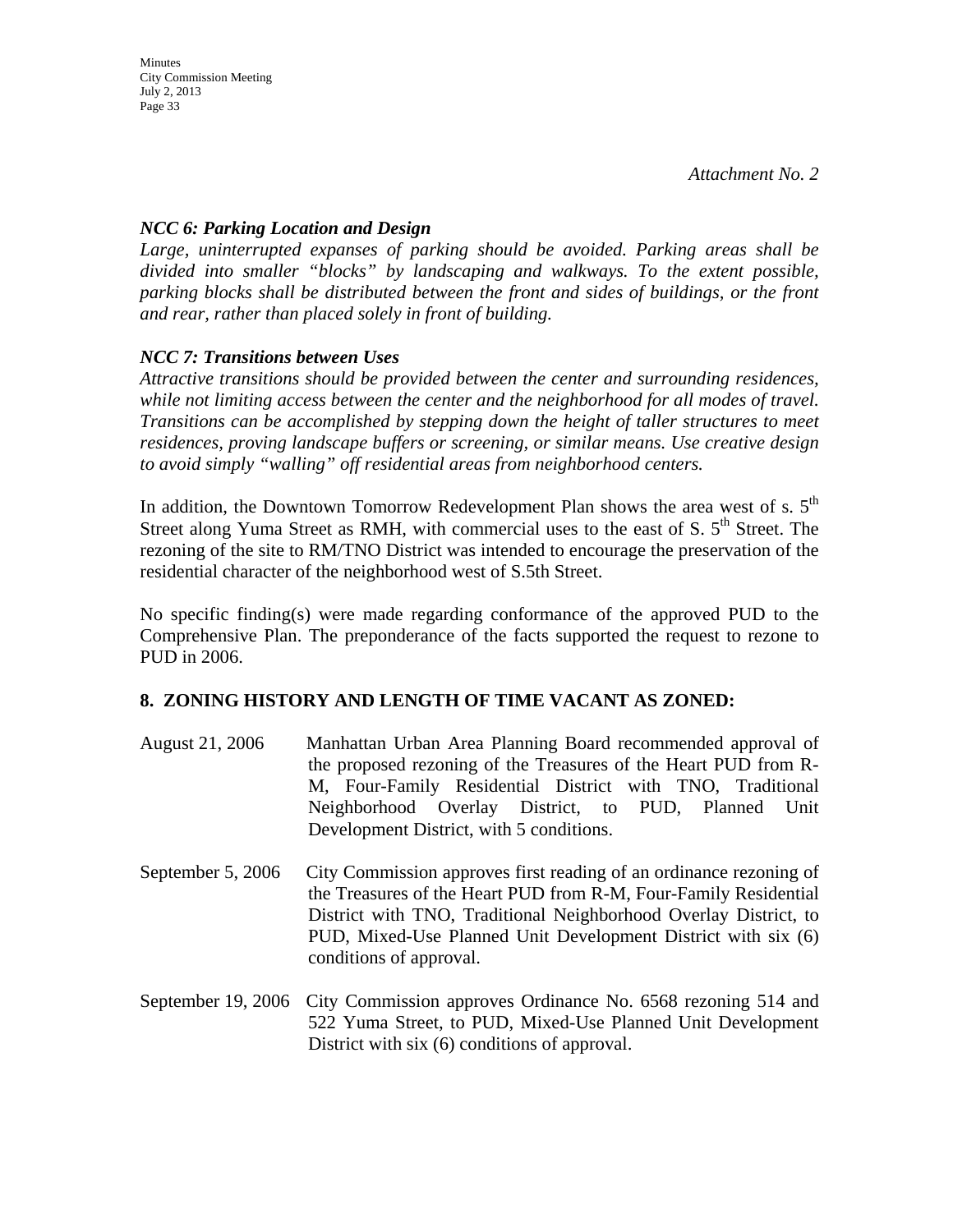*Attachment No. 2*

***NCC 6: Parking Location and Design***

*Large, uninterrupted expanses of parking should be avoided. Parking areas shall be divided into smaller "blocks" by landscaping and walkways. To the extent possible, parking blocks shall be distributed between the front and sides of buildings, or the front and rear, rather than placed solely in front of building.*

***NCC 7: Transitions between Uses***

*Attractive transitions should be provided between the center and surrounding residences, while not limiting access between the center and the neighborhood for all modes of travel. Transitions can be accomplished by stepping down the height of taller structures to meet residences, proving landscape buffers or screening, or similar means. Use creative design to avoid simply "walling" off residential areas from neighborhood centers.*

In addition, the Downtown Tomorrow Redevelopment Plan shows the area west of s. 5th Street along Yuma Street as RMH, with commercial uses to the east of S. 5th Street. The rezoning of the site to RM/TNO District was intended to encourage the preservation of the residential character of the neighborhood west of S.5th Street.

No specific finding(s) were made regarding conformance of the approved PUD to the Comprehensive Plan. The preponderance of the facts supported the request to rezone to PUD in 2006.

## 8. ZONING HISTORY AND LENGTH OF TIME VACANT AS ZONED:

August 21, 2006 — Manhattan Urban Area Planning Board recommended approval of the proposed rezoning of the Treasures of the Heart PUD from R-M, Four-Family Residential District with TNO, Traditional Neighborhood Overlay District, to PUD, Planned Unit Development District, with 5 conditions.

September 5, 2006 — City Commission approves first reading of an ordinance rezoning of the Treasures of the Heart PUD from R-M, Four-Family Residential District with TNO, Traditional Neighborhood Overlay District, to PUD, Mixed-Use Planned Unit Development District with six (6) conditions of approval.

September 19, 2006 — City Commission approves Ordinance No. 6568 rezoning 514 and 522 Yuma Street, to PUD, Mixed-Use Planned Unit Development District with six (6) conditions of approval.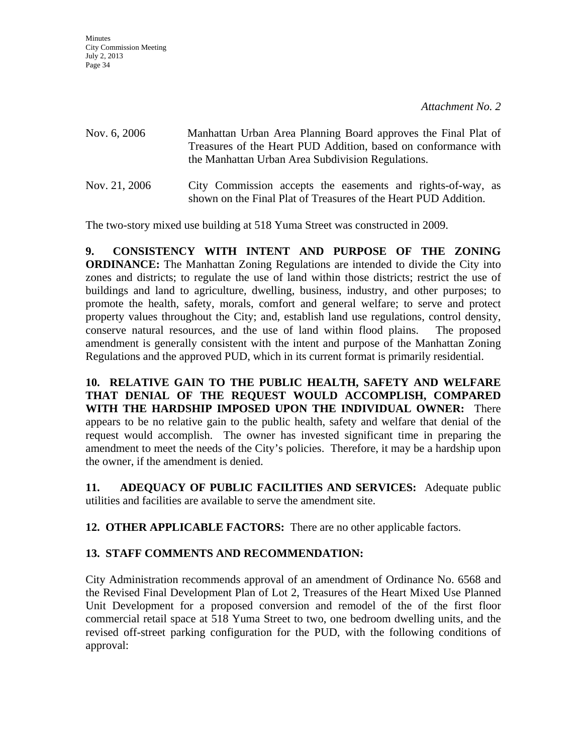*Attachment No. 2*

Nov. 6, 2006 Manhattan Urban Area Planning Board approves the Final Plat of Treasures of the Heart PUD Addition, based on conformance with the Manhattan Urban Area Subdivision Regulations.

Nov. 21, 2006 City Commission accepts the easements and rights-of-way, as shown on the Final Plat of Treasures of the Heart PUD Addition.

The two-story mixed use building at 518 Yuma Street was constructed in 2009.

**9. CONSISTENCY WITH INTENT AND PURPOSE OF THE ZONING ORDINANCE:** The Manhattan Zoning Regulations are intended to divide the City into zones and districts; to regulate the use of land within those districts; restrict the use of buildings and land to agriculture, dwelling, business, industry, and other purposes; to promote the health, safety, morals, comfort and general welfare; to serve and protect property values throughout the City; and, establish land use regulations, control density, conserve natural resources, and the use of land within flood plains. The proposed amendment is generally consistent with the intent and purpose of the Manhattan Zoning Regulations and the approved PUD, which in its current format is primarily residential.

**10. RELATIVE GAIN TO THE PUBLIC HEALTH, SAFETY AND WELFARE THAT DENIAL OF THE REQUEST WOULD ACCOMPLISH, COMPARED WITH THE HARDSHIP IMPOSED UPON THE INDIVIDUAL OWNER:** There appears to be no relative gain to the public health, safety and welfare that denial of the request would accomplish. The owner has invested significant time in preparing the amendment to meet the needs of the City's policies. Therefore, it may be a hardship upon the owner, if the amendment is denied.

**11. ADEQUACY OF PUBLIC FACILITIES AND SERVICES:** Adequate public utilities and facilities are available to serve the amendment site.

**12. OTHER APPLICABLE FACTORS:** There are no other applicable factors.

**13. STAFF COMMENTS AND RECOMMENDATION:**

City Administration recommends approval of an amendment of Ordinance No. 6568 and the Revised Final Development Plan of Lot 2, Treasures of the Heart Mixed Use Planned Unit Development for a proposed conversion and remodel of the of the first floor commercial retail space at 518 Yuma Street to two, one bedroom dwelling units, and the revised off-street parking configuration for the PUD, with the following conditions of approval: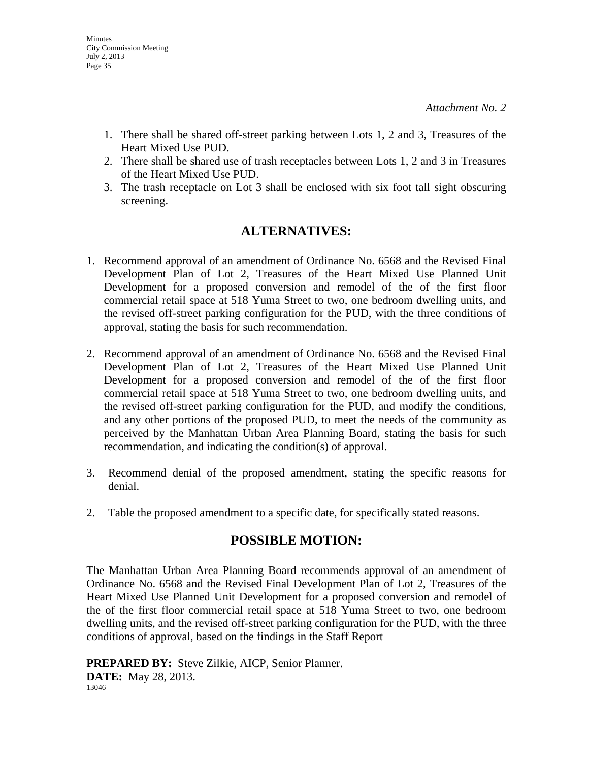*Attachment No. 2*

1. There shall be shared off-street parking between Lots 1, 2 and 3, Treasures of the Heart Mixed Use PUD.
2. There shall be shared use of trash receptacles between Lots 1, 2 and 3 in Treasures of the Heart Mixed Use PUD.
3. The trash receptacle on Lot 3 shall be enclosed with six foot tall sight obscuring screening.

## ALTERNATIVES:

1. Recommend approval of an amendment of Ordinance No. 6568 and the Revised Final Development Plan of Lot 2, Treasures of the Heart Mixed Use Planned Unit Development for a proposed conversion and remodel of the of the first floor commercial retail space at 518 Yuma Street to two, one bedroom dwelling units, and the revised off-street parking configuration for the PUD, with the three conditions of approval, stating the basis for such recommendation.

2. Recommend approval of an amendment of Ordinance No. 6568 and the Revised Final Development Plan of Lot 2, Treasures of the Heart Mixed Use Planned Unit Development for a proposed conversion and remodel of the of the first floor commercial retail space at 518 Yuma Street to two, one bedroom dwelling units, and the revised off-street parking configuration for the PUD, and modify the conditions, and any other portions of the proposed PUD, to meet the needs of the community as perceived by the Manhattan Urban Area Planning Board, stating the basis for such recommendation, and indicating the condition(s) of approval.

3. Recommend denial of the proposed amendment, stating the specific reasons for denial.

2. Table the proposed amendment to a specific date, for specifically stated reasons.

## POSSIBLE MOTION:

The Manhattan Urban Area Planning Board recommends approval of an amendment of Ordinance No. 6568 and the Revised Final Development Plan of Lot 2, Treasures of the Heart Mixed Use Planned Unit Development for a proposed conversion and remodel of the of the first floor commercial retail space at 518 Yuma Street to two, one bedroom dwelling units, and the revised off-street parking configuration for the PUD, with the three conditions of approval, based on the findings in the Staff Report

**PREPARED BY:** Steve Zilkie, AICP, Senior Planner.
**DATE:** May 28, 2013.
13046